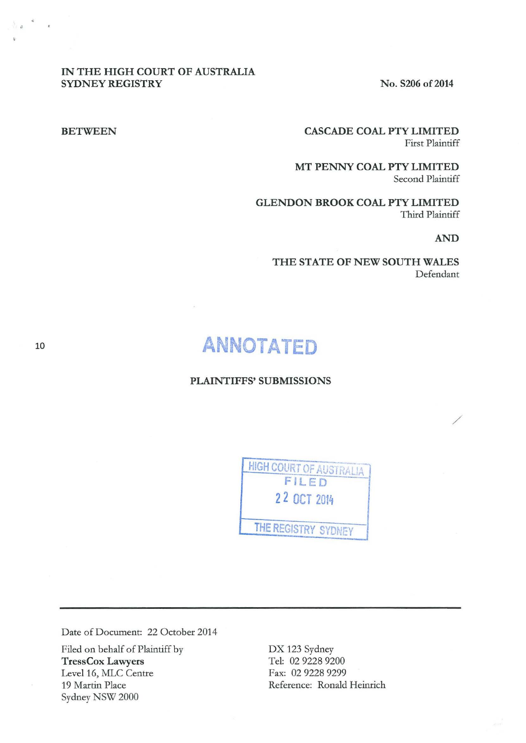IN THE HIGH COURT OF AUSTRALIA
SYDNEY REGISTRY

No. S206 of 2014

BETWEEN

**CASCADE COAL PTY LIMITED**
First Plaintiff

**MT PENNY COAL PTY LIMITED**
Second Plaintiff

**GLENDON BROOK COAL PTY LIMITED**
Third Plaintiff

**AND**

**THE STATE OF NEW SOUTH WALES**
Defendant

ANNOTATED

**PLAINTIFFS' SUBMISSIONS**

HIGH COURT OF AUSTRALIA
FILED
22 OCT 2014
THE REGISTRY SYDNEY

Date of Document: 22 October 2014

Filed on behalf of Plaintiff by
**TressCox Lawyers**
Level 16, MLC Centre
19 Martin Place
Sydney NSW 2000

DX 123 Sydney
Tel: 02 9228 9200
Fax: 02 9228 9299
Reference: Ronald Heinrich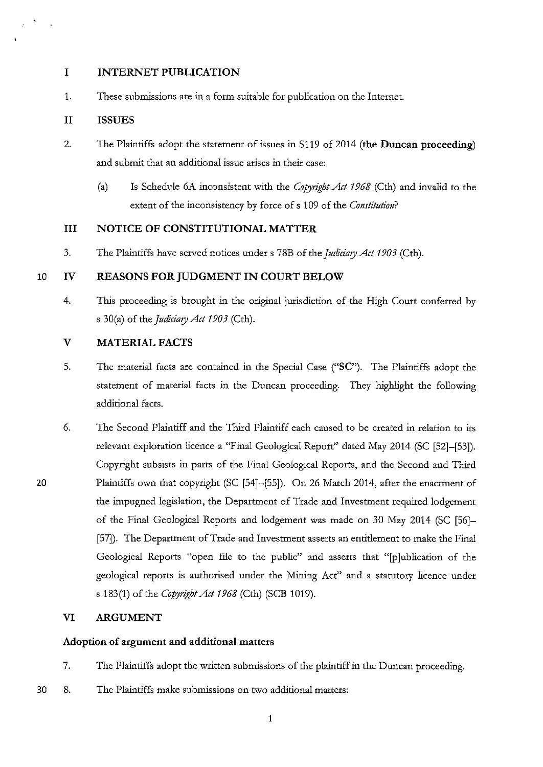## I INTERNET PUBLICATION

1. These submissions are in a form suitable for publication on the Internet.

## II ISSUES

2. The Plaintiffs adopt the statement of issues in S119 of 2014 (**the Duncan proceeding**) and submit that an additional issue arises in their case:

   (a) Is Schedule 6A inconsistent with the *Copyright Act 1968* (Cth) and invalid to the extent of the inconsistency by force of s 109 of the *Constitution*?

## III NOTICE OF CONSTITUTIONAL MATTER

3. The Plaintiffs have served notices under s 78B of the *Judiciary Act 1903* (Cth).

## IV REASONS FOR JUDGMENT IN COURT BELOW

4. This proceeding is brought in the original jurisdiction of the High Court conferred by s 30(a) of the *Judiciary Act 1903* (Cth).

## V MATERIAL FACTS

5. The material facts are contained in the Special Case ("**SC**"). The Plaintiffs adopt the statement of material facts in the Duncan proceeding. They highlight the following additional facts.

6. The Second Plaintiff and the Third Plaintiff each caused to be created in relation to its relevant exploration licence a "Final Geological Report" dated May 2014 (SC [52]–[53]). Copyright subsists in parts of the Final Geological Reports, and the Second and Third Plaintiffs own that copyright (SC [54]–[55]). On 26 March 2014, after the enactment of the impugned legislation, the Department of Trade and Investment required lodgement of the Final Geological Reports and lodgement was made on 30 May 2014 (SC [56]–[57]). The Department of Trade and Investment asserts an entitlement to make the Final Geological Reports "open file to the public" and asserts that "[p]ublication of the geological reports is authorised under the Mining Act" and a statutory licence under s 183(1) of the *Copyright Act 1968* (Cth) (SCB 1019).

## VI ARGUMENT

### Adoption of argument and additional matters

7. The Plaintiffs adopt the written submissions of the plaintiff in the Duncan proceeding.

8. The Plaintiffs make submissions on two additional matters: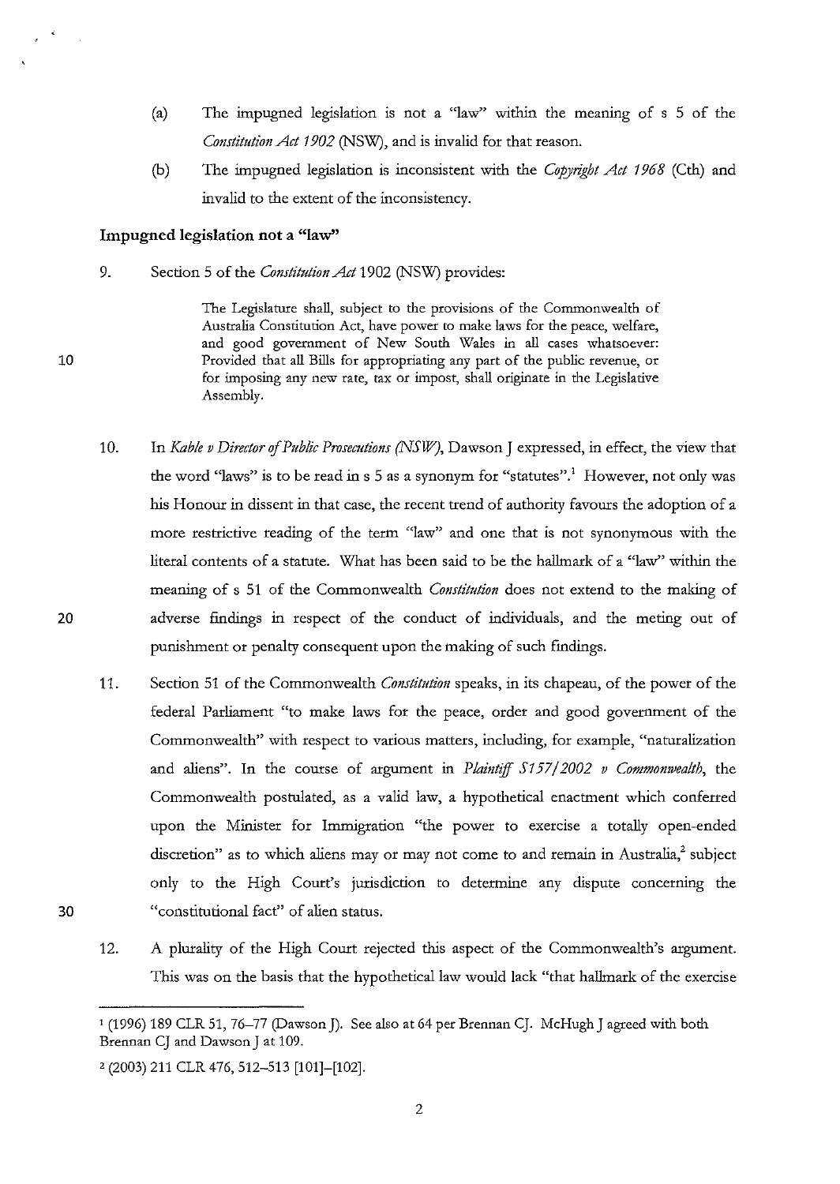(a) The impugned legislation is not a "law" within the meaning of s 5 of the *Constitution Act 1902* (NSW), and is invalid for that reason.

(b) The impugned legislation is inconsistent with the *Copyright Act 1968* (Cth) and invalid to the extent of the inconsistency.

### Impugned legislation not a "law"

9. Section 5 of the *Constitution Act* 1902 (NSW) provides:

> The Legislature shall, subject to the provisions of the Commonwealth of Australia Constitution Act, have power to make laws for the peace, welfare, and good government of New South Wales in all cases whatsoever: Provided that all Bills for appropriating any part of the public revenue, or for imposing any new rate, tax or impost, shall originate in the Legislative Assembly.

10. In *Kable v Director of Public Prosecutions (NSW)*, Dawson J expressed, in effect, the view that the word "laws" is to be read in s 5 as a synonym for "statutes".[1] However, not only was his Honour in dissent in that case, the recent trend of authority favours the adoption of a more restrictive reading of the term "law" and one that is not synonymous with the literal contents of a statute. What has been said to be the hallmark of a "law" within the meaning of s 51 of the Commonwealth *Constitution* does not extend to the making of adverse findings in respect of the conduct of individuals, and the meting out of punishment or penalty consequent upon the making of such findings.

11. Section 51 of the Commonwealth *Constitution* speaks, in its chapeau, of the power of the federal Parliament "to make laws for the peace, order and good government of the Commonwealth" with respect to various matters, including, for example, "naturalization and aliens". In the course of argument in *Plaintiff S157/2002 v Commonwealth*, the Commonwealth postulated, as a valid law, a hypothetical enactment which conferred upon the Minister for Immigration "the power to exercise a totally open-ended discretion" as to which aliens may or may not come to and remain in Australia,[2] subject only to the High Court's jurisdiction to determine any dispute concerning the "constitutional fact" of alien status.

12. A plurality of the High Court rejected this aspect of the Commonwealth's argument. This was on the basis that the hypothetical law would lack "that hallmark of the exercise

---

[1] (1996) 189 CLR 51, 76–77 (Dawson J). See also at 64 per Brennan CJ. McHugh J agreed with both Brennan CJ and Dawson J at 109.

[2] (2003) 211 CLR 476, 512–513 [101]–[102].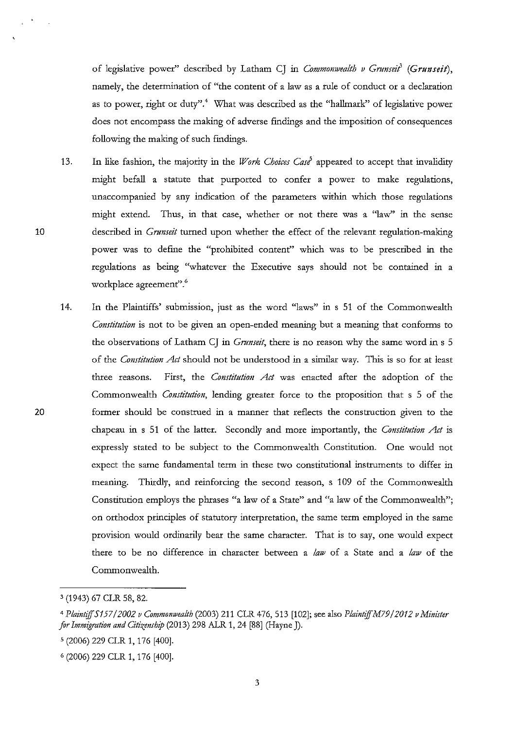of legislative power" described by Latham CJ in *Commonwealth v Grunseit*[3] (***Grunseit***), namely, the determination of "the content of a law as a rule of conduct or a declaration as to power, right or duty".[4] What was described as the "hallmark" of legislative power does not encompass the making of adverse findings and the imposition of consequences following the making of such findings.

13. In like fashion, the majority in the *Work Choices Case*[5] appeared to accept that invalidity might befall a statute that purported to confer a power to make regulations, unaccompanied by any indication of the parameters within which those regulations might extend. Thus, in that case, whether or not there was a "law" in the sense described in *Grunseit* turned upon whether the effect of the relevant regulation-making power was to define the "prohibited content" which was to be prescribed in the regulations as being "whatever the Executive says should not be contained in a workplace agreement".[6]

14. In the Plaintiffs' submission, just as the word "laws" in s 51 of the Commonwealth *Constitution* is not to be given an open-ended meaning but a meaning that conforms to the observations of Latham CJ in *Grunseit*, there is no reason why the same word in s 5 of the *Constitution Act* should not be understood in a similar way. This is so for at least three reasons. First, the *Constitution Act* was enacted after the adoption of the Commonwealth *Constitution*, lending greater force to the proposition that s 5 of the former should be construed in a manner that reflects the construction given to the chapeau in s 51 of the latter. Secondly and more importantly, the *Constitution Act* is expressly stated to be subject to the Commonwealth Constitution. One would not expect the same fundamental term in these two constitutional instruments to differ in meaning. Thirdly, and reinforcing the second reason, s 109 of the Commonwealth Constitution employs the phrases "a law of a State" and "a law of the Commonwealth"; on orthodox principles of statutory interpretation, the same term employed in the same provision would ordinarily bear the same character. That is to say, one would expect there to be no difference in character between a *law* of a State and a *law* of the Commonwealth.

---

[3] (1943) 67 CLR 58, 82.

[4] *Plaintiff S157/2002 v Commonwealth* (2003) 211 CLR 476, 513 [102]; see also *Plaintiff M79/2012 v Minister for Immigration and Citizenship* (2013) 298 ALR 1, 24 [88] (Hayne J).

[5] (2006) 229 CLR 1, 176 [400].

[6] (2006) 229 CLR 1, 176 [400].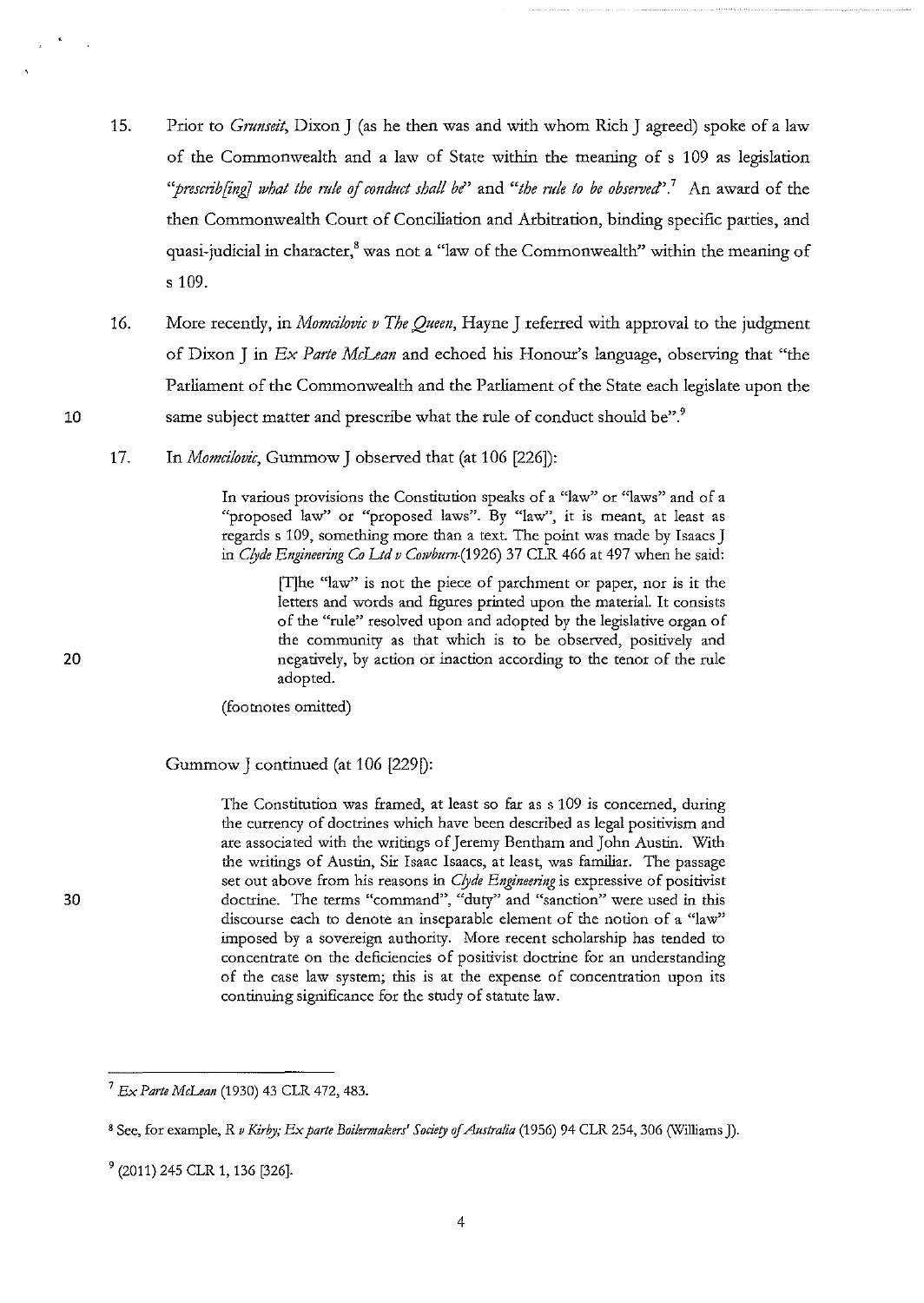15. Prior to *Grunseit*, Dixon J (as he then was and with whom Rich J agreed) spoke of a law of the Commonwealth and a law of State within the meaning of s 109 as legislation *"prescrib[ing] what the rule of conduct shall be"* and *"the rule to be observed"*.[7] An award of the then Commonwealth Court of Conciliation and Arbitration, binding specific parties, and quasi-judicial in character,[8] was not a "law of the Commonwealth" within the meaning of s 109.

16. More recently, in *Momcilovic v The Queen*, Hayne J referred with approval to the judgment of Dixon J in *Ex Parte McLean* and echoed his Honour's language, observing that "the Parliament of the Commonwealth and the Parliament of the State each legislate upon the same subject matter and prescribe what the rule of conduct should be".[9]

17. In *Momcilovic*, Gummow J observed that (at 106 [226]):

> In various provisions the Constitution speaks of a "law" or "laws" and of a "proposed law" or "proposed laws". By "law", it is meant, at least as regards s 109, something more than a text. The point was made by Isaacs J in *Clyde Engineering Co Ltd v Cowburn* (1926) 37 CLR 466 at 497 when he said:
>
> > [T]he "law" is not the piece of parchment or paper, nor is it the letters and words and figures printed upon the material. It consists of the "rule" resolved upon and adopted by the legislative organ of the community as that which is to be observed, positively and negatively, by action or inaction according to the tenor of the rule adopted.
>
> (footnotes omitted)

Gummow J continued (at 106 [229f]):

> The Constitution was framed, at least so far as s 109 is concerned, during the currency of doctrines which have been described as legal positivism and are associated with the writings of Jeremy Bentham and John Austin. With the writings of Austin, Sir Isaac Isaacs, at least, was familiar. The passage set out above from his reasons in *Clyde Engineering* is expressive of positivist doctrine. The terms "command", "duty" and "sanction" were used in this discourse each to denote an inseparable element of the notion of a "law" imposed by a sovereign authority. More recent scholarship has tended to concentrate on the deficiencies of positivist doctrine for an understanding of the case law system; this is at the expense of concentration upon its continuing significance for the study of statute law.

---

[7] *Ex Parte McLean* (1930) 43 CLR 472, 483.

[8] See, for example, *R v Kirby; Ex parte Boilermakers' Society of Australia* (1956) 94 CLR 254, 306 (Williams J).

[9] (2011) 245 CLR 1, 136 [326].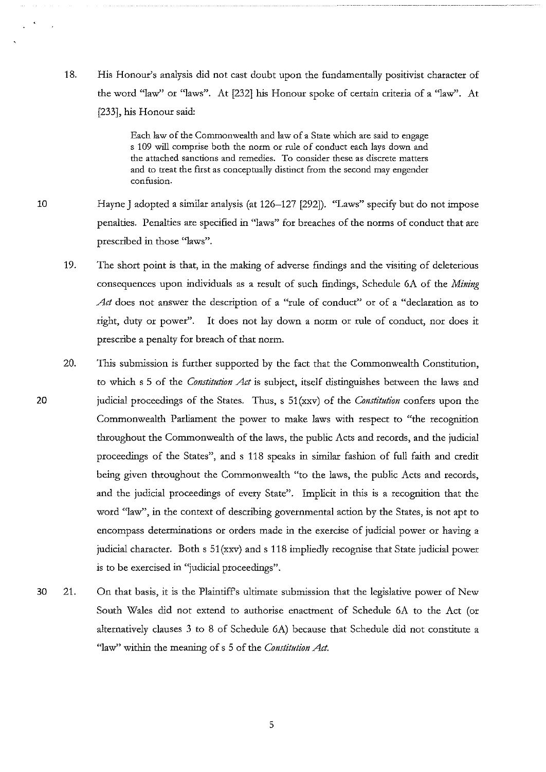18. His Honour's analysis did not cast doubt upon the fundamentally positivist character of the word "law" or "laws". At [232] his Honour spoke of certain criteria of a "law". At [233], his Honour said:

> Each law of the Commonwealth and law of a State which are said to engage s 109 will comprise both the norm or rule of conduct each lays down and the attached sanctions and remedies. To consider these as discrete matters and to treat the first as conceptually distinct from the second may engender confusion.

Hayne J adopted a similar analysis (at 126–127 [292]). "Laws" specify but do not impose penalties. Penalties are specified in "laws" for breaches of the norms of conduct that are prescribed in those "laws".

19. The short point is that, in the making of adverse findings and the visiting of deleterious consequences upon individuals as a result of such findings, Schedule 6A of the *Mining Act* does not answer the description of a "rule of conduct" or of a "declaration as to right, duty or power". It does not lay down a norm or rule of conduct, nor does it prescribe a penalty for breach of that norm.

20. This submission is further supported by the fact that the Commonwealth Constitution, to which s 5 of the *Constitution Act* is subject, itself distinguishes between the laws and judicial proceedings of the States. Thus, s 51(xxv) of the *Constitution* confers upon the Commonwealth Parliament the power to make laws with respect to "the recognition throughout the Commonwealth of the laws, the public Acts and records, and the judicial proceedings of the States", and s 118 speaks in similar fashion of full faith and credit being given throughout the Commonwealth "to the laws, the public Acts and records, and the judicial proceedings of every State". Implicit in this is a recognition that the word "law", in the context of describing governmental action by the States, is not apt to encompass determinations or orders made in the exercise of judicial power or having a judicial character. Both s 51(xxv) and s 118 impliedly recognise that State judicial power is to be exercised in "judicial proceedings".

21. On that basis, it is the Plaintiff's ultimate submission that the legislative power of New South Wales did not extend to authorise enactment of Schedule 6A to the Act (or alternatively clauses 3 to 8 of Schedule 6A) because that Schedule did not constitute a "law" within the meaning of s 5 of the *Constitution Act.*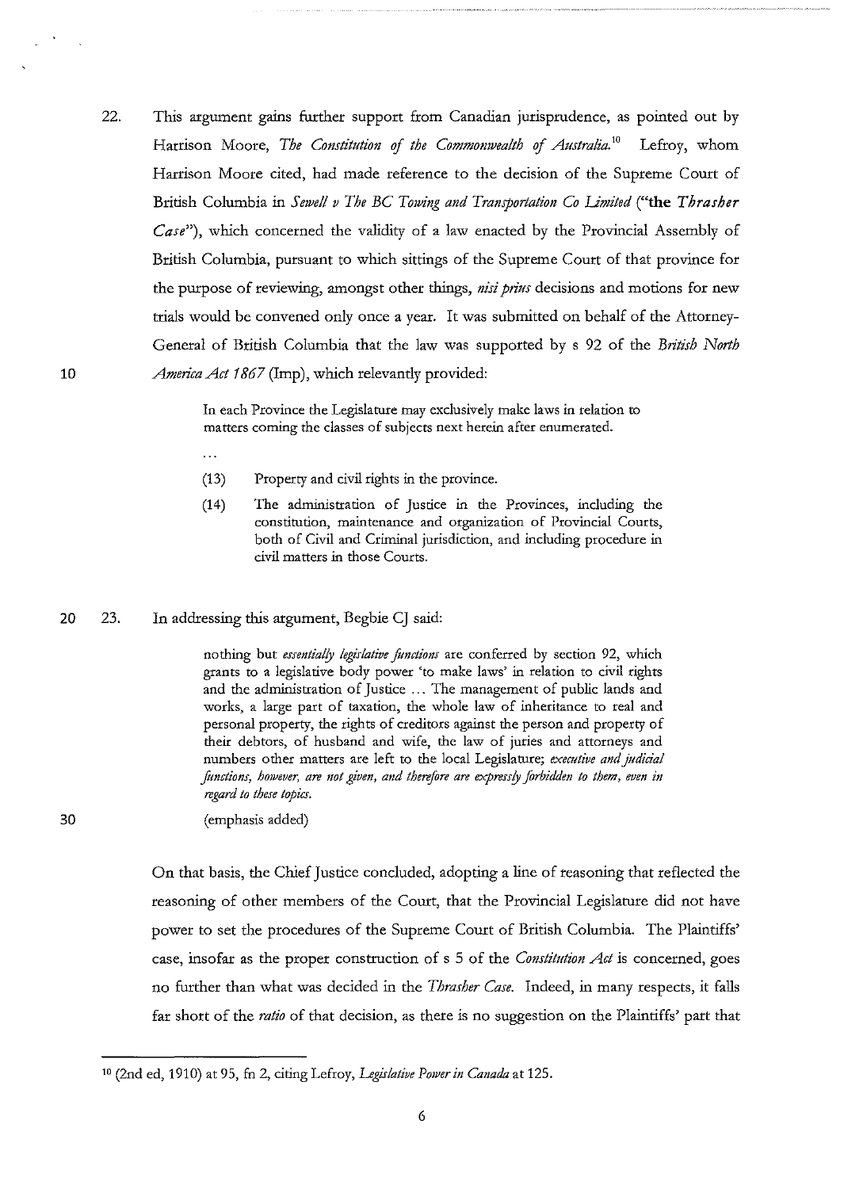22. This argument gains further support from Canadian jurisprudence, as pointed out by Harrison Moore, *The Constitution of the Commonwealth of Australia.*[10] Lefroy, whom Harrison Moore cited, had made reference to the decision of the Supreme Court of British Columbia in *Sewell v The BC Towing and Transportation Co Limited* (**"the *Thrasher Case*"**), which concerned the validity of a law enacted by the Provincial Assembly of British Columbia, pursuant to which sittings of the Supreme Court of that province for the purpose of reviewing, amongst other things, *nisi prius* decisions and motions for new trials would be convened only once a year. It was submitted on behalf of the Attorney-General of British Columbia that the law was supported by s 92 of the *British North America Act 1867* (Imp), which relevantly provided:

> In each Province the Legislature may exclusively make laws in relation to matters coming the classes of subjects next herein after enumerated.
>
> ...
>
> (13) Property and civil rights in the province.
>
> (14) The administration of Justice in the Provinces, including the constitution, maintenance and organization of Provincial Courts, both of Civil and Criminal jurisdiction, and including procedure in civil matters in those Courts.

23. In addressing this argument, Begbie CJ said:

> nothing but *essentially legislative functions* are conferred by section 92, which grants to a legislative body power 'to make laws' in relation to civil rights and the administration of Justice ... The management of public lands and works, a large part of taxation, the whole law of inheritance to real and personal property, the rights of creditors against the person and property of their debtors, of husband and wife, the law of juries and attorneys and numbers other matters are left to the local Legislature; *executive and judicial functions, however, are not given, and therefore are expressly forbidden to them, even in regard to these topics.*
>
> (emphasis added)

On that basis, the Chief Justice concluded, adopting a line of reasoning that reflected the reasoning of other members of the Court, that the Provincial Legislature did not have power to set the procedures of the Supreme Court of British Columbia. The Plaintiffs' case, insofar as the proper construction of s 5 of the *Constitution Act* is concerned, goes no further than what was decided in the *Thrasher Case.* Indeed, in many respects, it falls far short of the *ratio* of that decision, as there is no suggestion on the Plaintiffs' part that

---

[10] (2nd ed, 1910) at 95, fn 2, citing Lefroy, *Legislative Power in Canada* at 125.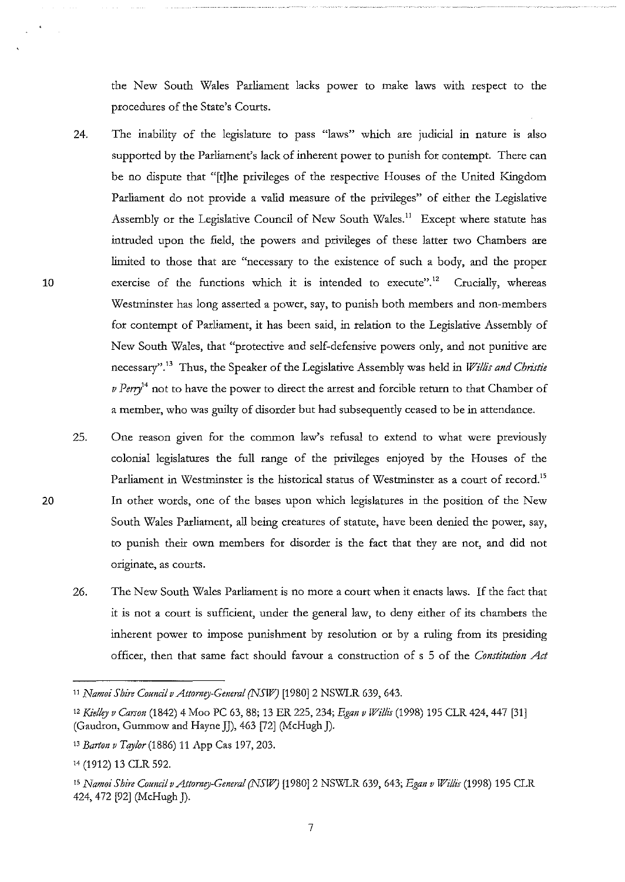the New South Wales Parliament lacks power to make laws with respect to the procedures of the State's Courts.

24. The inability of the legislature to pass "laws" which are judicial in nature is also supported by the Parliament's lack of inherent power to punish for contempt. There can be no dispute that "[t]he privileges of the respective Houses of the United Kingdom Parliament do not provide a valid measure of the privileges" of either the Legislative Assembly or the Legislative Council of New South Wales.[11] Except where statute has intruded upon the field, the powers and privileges of these latter two Chambers are limited to those that are "necessary to the existence of such a body, and the proper exercise of the functions which it is intended to execute".[12] Crucially, whereas Westminster has long asserted a power, say, to punish both members and non-members for contempt of Parliament, it has been said, in relation to the Legislative Assembly of New South Wales, that "protective and self-defensive powers only, and not punitive are necessary".[13] Thus, the Speaker of the Legislative Assembly was held in *Willis and Christie v Perry*[14] not to have the power to direct the arrest and forcible return to that Chamber of a member, who was guilty of disorder but had subsequently ceased to be in attendance.

25. One reason given for the common law's refusal to extend to what were previously colonial legislatures the full range of the privileges enjoyed by the Houses of the Parliament in Westminster is the historical status of Westminster as a court of record.[15] In other words, one of the bases upon which legislatures in the position of the New South Wales Parliament, all being creatures of statute, have been denied the power, say, to punish their own members for disorder is the fact that they are not, and did not originate, as courts.

26. The New South Wales Parliament is no more a court when it enacts laws. If the fact that it is not a court is sufficient, under the general law, to deny either of its chambers the inherent power to impose punishment by resolution or by a ruling from its presiding officer, then that same fact should favour a construction of s 5 of the *Constitution Act*

---

[11] *Namoi Shire Council v Attorney-General (NSW)* [1980] 2 NSWLR 639, 643.

[12] *Kielley v Carson* (1842) 4 Moo PC 63, 88; 13 ER 225, 234; *Egan v Willis* (1998) 195 CLR 424, 447 [31] (Gaudron, Gummow and Hayne JJ), 463 [72] (McHugh J).

[13] *Barton v Taylor* (1886) 11 App Cas 197, 203.

[14] (1912) 13 CLR 592.

[15] *Namoi Shire Council v Attorney-General (NSW)* [1980] 2 NSWLR 639, 643; *Egan v Willis* (1998) 195 CLR 424, 472 [92] (McHugh J).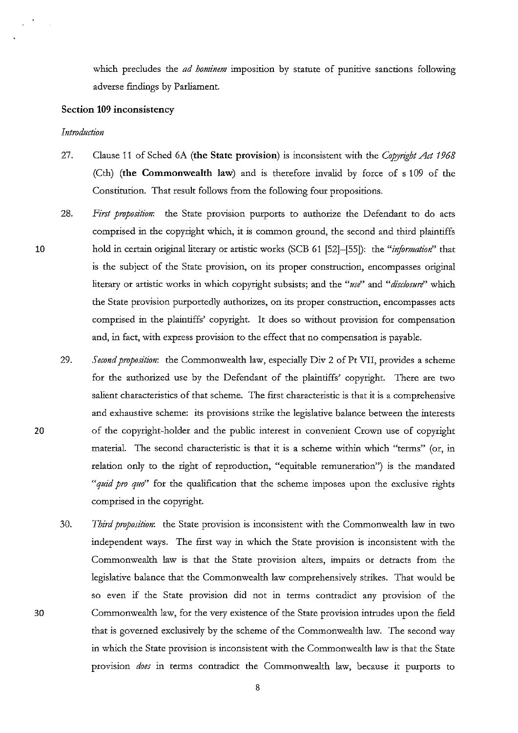which precludes the *ad hominem* imposition by statute of punitive sanctions following adverse findings by Parliament.

## Section 109 inconsistency

*Introduction*

27. Clause 11 of Sched 6A (**the State provision**) is inconsistent with the *Copyright Act 1968* (Cth) (**the Commonwealth law**) and is therefore invalid by force of s 109 of the Constitution. That result follows from the following four propositions.

28. *First proposition*: the State provision purports to authorize the Defendant to do acts comprised in the copyright which, it is common ground, the second and third plaintiffs hold in certain original literary or artistic works (SCB 61 [52]–[55]): the *"information"* that is the subject of the State provision, on its proper construction, encompasses original literary or artistic works in which copyright subsists; and the *"use"* and *"disclosure"* which the State provision purportedly authorizes, on its proper construction, encompasses acts comprised in the plaintiffs' copyright. It does so without provision for compensation and, in fact, with express provision to the effect that no compensation is payable.

29. *Second proposition*: the Commonwealth law, especially Div 2 of Pt VII, provides a scheme for the authorized use by the Defendant of the plaintiffs' copyright. There are two salient characteristics of that scheme. The first characteristic is that it is a comprehensive and exhaustive scheme: its provisions strike the legislative balance between the interests of the copyright-holder and the public interest in convenient Crown use of copyright material. The second characteristic is that it is a scheme within which "terms" (or, in relation only to the right of reproduction, "equitable remuneration") is the mandated *"quid pro quo"* for the qualification that the scheme imposes upon the exclusive rights comprised in the copyright.

30. *Third proposition*: the State provision is inconsistent with the Commonwealth law in two independent ways. The first way in which the State provision is inconsistent with the Commonwealth law is that the State provision alters, impairs or detracts from the legislative balance that the Commonwealth law comprehensively strikes. That would be so even if the State provision did not in terms contradict any provision of the Commonwealth law, for the very existence of the State provision intrudes upon the field that is governed exclusively by the scheme of the Commonwealth law. The second way in which the State provision is inconsistent with the Commonwealth law is that the State provision *does* in terms contradict the Commonwealth law, because it purports to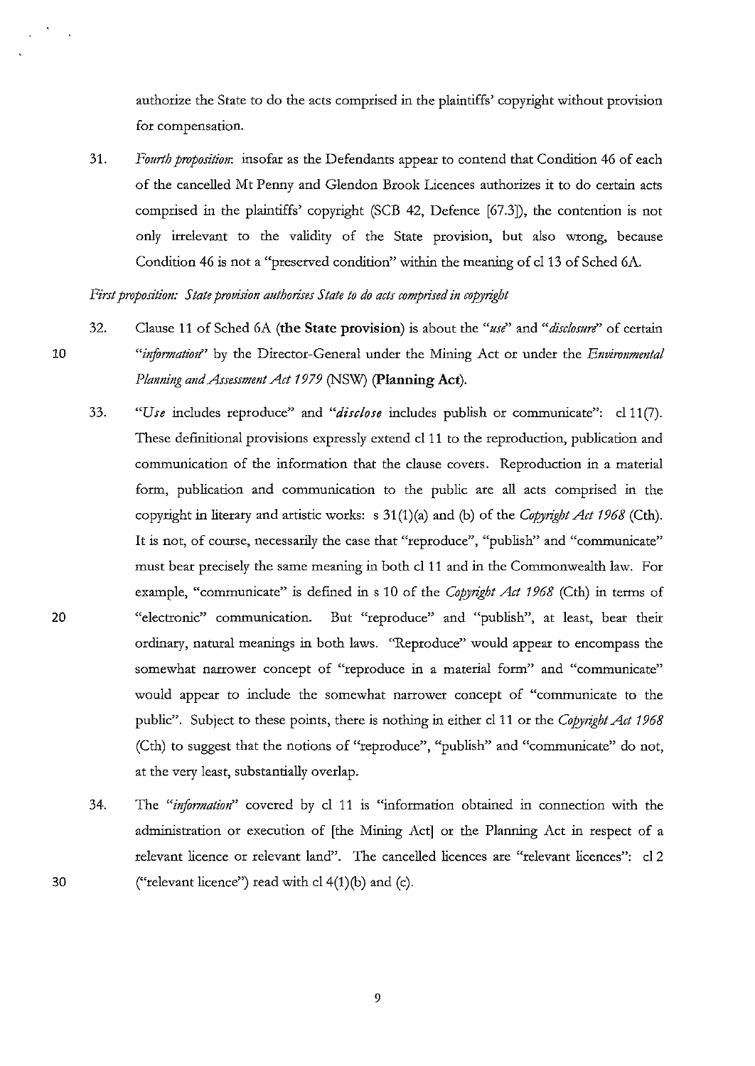authorize the State to do the acts comprised in the plaintiffs' copyright without provision for compensation.

31. *Fourth proposition*: insofar as the Defendants appear to contend that Condition 46 of each of the cancelled Mt Penny and Glendon Brook Licences authorizes it to do certain acts comprised in the plaintiffs' copyright (SCB 42, Defence [67.3]), the contention is not only irrelevant to the validity of the State provision, but also wrong, because Condition 46 is not a "preserved condition" within the meaning of cl 13 of Sched 6A.

*First proposition: State provision authorises State to do acts comprised in copyright*

32. Clause 11 of Sched 6A (**the State provision**) is about the *"use"* and *"disclosure"* of certain *"information"* by the Director-General under the Mining Act or under the *Environmental Planning and Assessment Act 1979* (NSW) (**Planning Act**).

33. *"Use* includes reproduce" and *"disclose* includes publish or communicate": cl 11(7). These definitional provisions expressly extend cl 11 to the reproduction, publication and communication of the information that the clause covers. Reproduction in a material form, publication and communication to the public are all acts comprised in the copyright in literary and artistic works: s 31(1)(a) and (b) of the *Copyright Act 1968* (Cth). It is not, of course, necessarily the case that "reproduce", "publish" and "communicate" must bear precisely the same meaning in both cl 11 and in the Commonwealth law. For example, "communicate" is defined in s 10 of the *Copyright Act 1968* (Cth) in terms of "electronic" communication. But "reproduce" and "publish", at least, bear their ordinary, natural meanings in both laws. "Reproduce" would appear to encompass the somewhat narrower concept of "reproduce in a material form" and "communicate" would appear to include the somewhat narrower concept of "communicate to the public". Subject to these points, there is nothing in either cl 11 or the *Copyright Act 1968* (Cth) to suggest that the notions of "reproduce", "publish" and "communicate" do not, at the very least, substantially overlap.

34. The *"information"* covered by cl 11 is "information obtained in connection with the administration or execution of [the Mining Act] or the Planning Act in respect of a relevant licence or relevant land". The cancelled licences are "relevant licences": cl 2 ("relevant licence") read with cl 4(1)(b) and (c).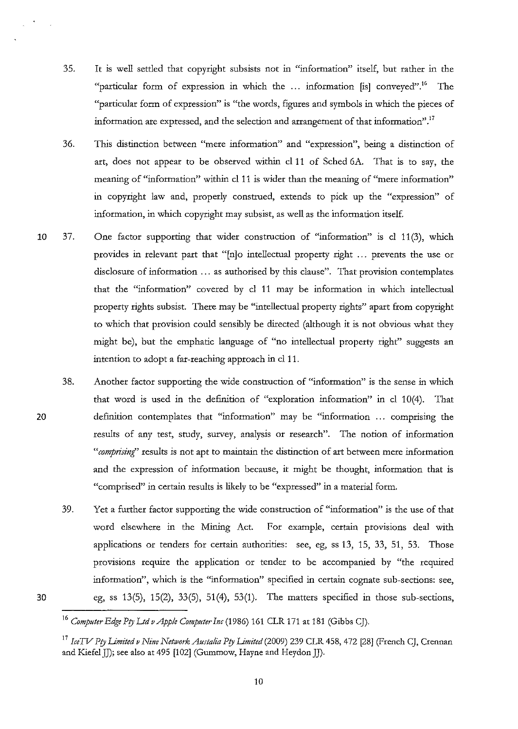35. It is well settled that copyright subsists not in "information" itself, but rather in the "particular form of expression in which the ... information [is] conveyed".[16] The "particular form of expression" is "the words, figures and symbols in which the pieces of information are expressed, and the selection and arrangement of that information".[17]

36. This distinction between "mere information" and "expression", being a distinction of art, does not appear to be observed within cl 11 of Sched 6A. That is to say, the meaning of "information" within cl 11 is wider than the meaning of "mere information" in copyright law and, properly construed, extends to pick up the "expression" of information, in which copyright may subsist, as well as the information itself.

37. One factor supporting that wider construction of "information" is cl 11(3), which provides in relevant part that "[n]o intellectual property right ... prevents the use or disclosure of information ... as authorised by this clause". That provision contemplates that the "information" covered by cl 11 may be information in which intellectual property rights subsist. There may be "intellectual property rights" apart from copyright to which that provision could sensibly be directed (although it is not obvious what they might be), but the emphatic language of "no intellectual property right" suggests an intention to adopt a far-reaching approach in cl 11.

38. Another factor supporting the wide construction of "information" is the sense in which that word is used in the definition of "exploration information" in cl 10(4). That definition contemplates that "information" may be "information ... comprising the results of any test, study, survey, analysis or research". The notion of information "*comprising*" results is not apt to maintain the distinction of art between mere information and the expression of information because, it might be thought, information that is "comprised" in certain results is likely to be "expressed" in a material form.

39. Yet a further factor supporting the wide construction of "information" is the use of that word elsewhere in the Mining Act. For example, certain provisions deal with applications or tenders for certain authorities: see, eg, ss 13, 15, 33, 51, 53. Those provisions require the application or tender to be accompanied by "the required information", which is the "information" specified in certain cognate sub-sections: see, eg, ss 13(5), 15(2), 33(5), 51(4), 53(1). The matters specified in those sub-sections,

---

[16] *Computer Edge Pty Ltd v Apple Computer Inc* (1986) 161 CLR 171 at 181 (Gibbs CJ).

[17] *IceTV Pty Limited v Nine Network Austalia Pty Limited* (2009) 239 CLR 458, 472 [28] (French CJ, Crennan and Kiefel JJ); see also at 495 [102] (Gummow, Hayne and Heydon JJ).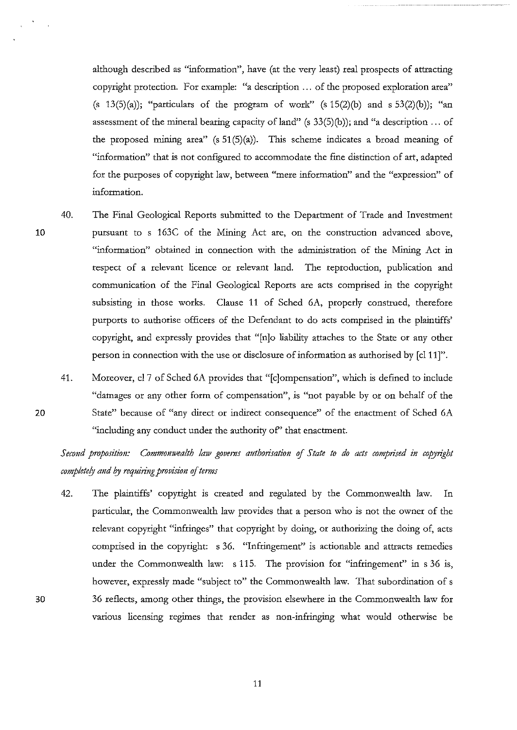although described as "information", have (at the very least) real prospects of attracting copyright protection. For example: "a description … of the proposed exploration area" (s 13(5)(a)); "particulars of the program of work" (s 15(2)(b) and s 53(2)(b)); "an assessment of the mineral bearing capacity of land" (s 33(5)(b)); and "a description … of the proposed mining area" (s 51(5)(a)). This scheme indicates a broad meaning of "information" that is not configured to accommodate the fine distinction of art, adapted for the purposes of copyright law, between "mere information" and the "expression" of information.

40. The Final Geological Reports submitted to the Department of Trade and Investment pursuant to s 163C of the Mining Act are, on the construction advanced above, "information" obtained in connection with the administration of the Mining Act in respect of a relevant licence or relevant land. The reproduction, publication and communication of the Final Geological Reports are acts comprised in the copyright subsisting in those works. Clause 11 of Sched 6A, properly construed, therefore purports to authorise officers of the Defendant to do acts comprised in the plaintiffs' copyright, and expressly provides that "[n]o liability attaches to the State or any other person in connection with the use or disclosure of information as authorised by [cl 11]".

41. Moreover, cl 7 of Sched 6A provides that "[c]ompensation", which is defined to include "damages or any other form of compensation", is "not payable by or on behalf of the State" because of "any direct or indirect consequence" of the enactment of Sched 6A "including any conduct under the authority of" that enactment.

*Second proposition: Commonwealth law governs authorisation of State to do acts comprised in copyright completely and by requiring provision of terms*

42. The plaintiffs' copyright is created and regulated by the Commonwealth law. In particular, the Commonwealth law provides that a person who is not the owner of the relevant copyright "infringes" that copyright by doing, or authorizing the doing of, acts comprised in the copyright: s 36. "Infringement" is actionable and attracts remedies under the Commonwealth law: s 115. The provision for "infringement" in s 36 is, however, expressly made "subject to" the Commonwealth law. That subordination of s 36 reflects, among other things, the provision elsewhere in the Commonwealth law for various licensing regimes that render as non-infringing what would otherwise be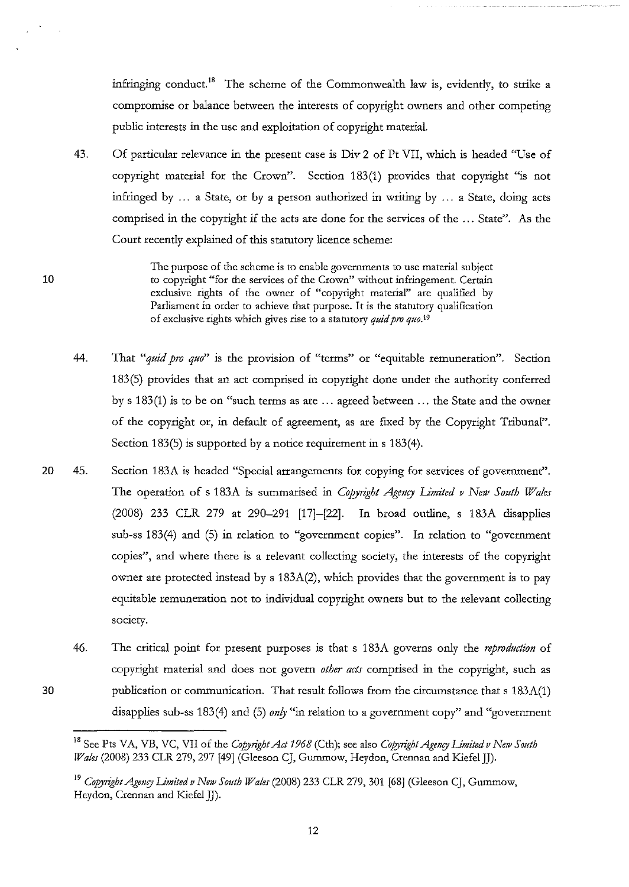infringing conduct.[18] The scheme of the Commonwealth law is, evidently, to strike a compromise or balance between the interests of copyright owners and other competing public interests in the use and exploitation of copyright material.

43. Of particular relevance in the present case is Div 2 of Pt VII, which is headed "Use of copyright material for the Crown". Section 183(1) provides that copyright "is not infringed by … a State, or by a person authorized in writing by … a State, doing acts comprised in the copyright if the acts are done for the services of the … State". As the Court recently explained of this statutory licence scheme:

> The purpose of the scheme is to enable governments to use material subject to copyright "for the services of the Crown" without infringement. Certain exclusive rights of the owner of "copyright material" are qualified by Parliament in order to achieve that purpose. It is the statutory qualification of exclusive rights which gives rise to a statutory *quid pro quo*.[19]

44. That "*quid pro quo*" is the provision of "terms" or "equitable remuneration". Section 183(5) provides that an act comprised in copyright done under the authority conferred by s 183(1) is to be on "such terms as are … agreed between … the State and the owner of the copyright or, in default of agreement, as are fixed by the Copyright Tribunal". Section 183(5) is supported by a notice requirement in s 183(4).

45. Section 183A is headed "Special arrangements for copying for services of government". The operation of s 183A is summarised in *Copyright Agency Limited v New South Wales* (2008) 233 CLR 279 at 290–291 [17]–[22]. In broad outline, s 183A disapplies sub-ss 183(4) and (5) in relation to "government copies". In relation to "government copies", and where there is a relevant collecting society, the interests of the copyright owner are protected instead by s 183A(2), which provides that the government is to pay equitable remuneration not to individual copyright owners but to the relevant collecting society.

46. The critical point for present purposes is that s 183A governs only the *reproduction* of copyright material and does not govern *other acts* comprised in the copyright, such as publication or communication. That result follows from the circumstance that s 183A(1) disapplies sub-ss 183(4) and (5) *only* "in relation to a government copy" and "government

---

[18] See Pts VA, VB, VC, VII of the *Copyright Act 1968* (Cth); see also *Copyright Agency Limited v New South Wales* (2008) 233 CLR 279, 297 [49] (Gleeson CJ, Gummow, Heydon, Crennan and Kiefel JJ).

[19] *Copyright Agency Limited v New South Wales* (2008) 233 CLR 279, 301 [68] (Gleeson CJ, Gummow, Heydon, Crennan and Kiefel JJ).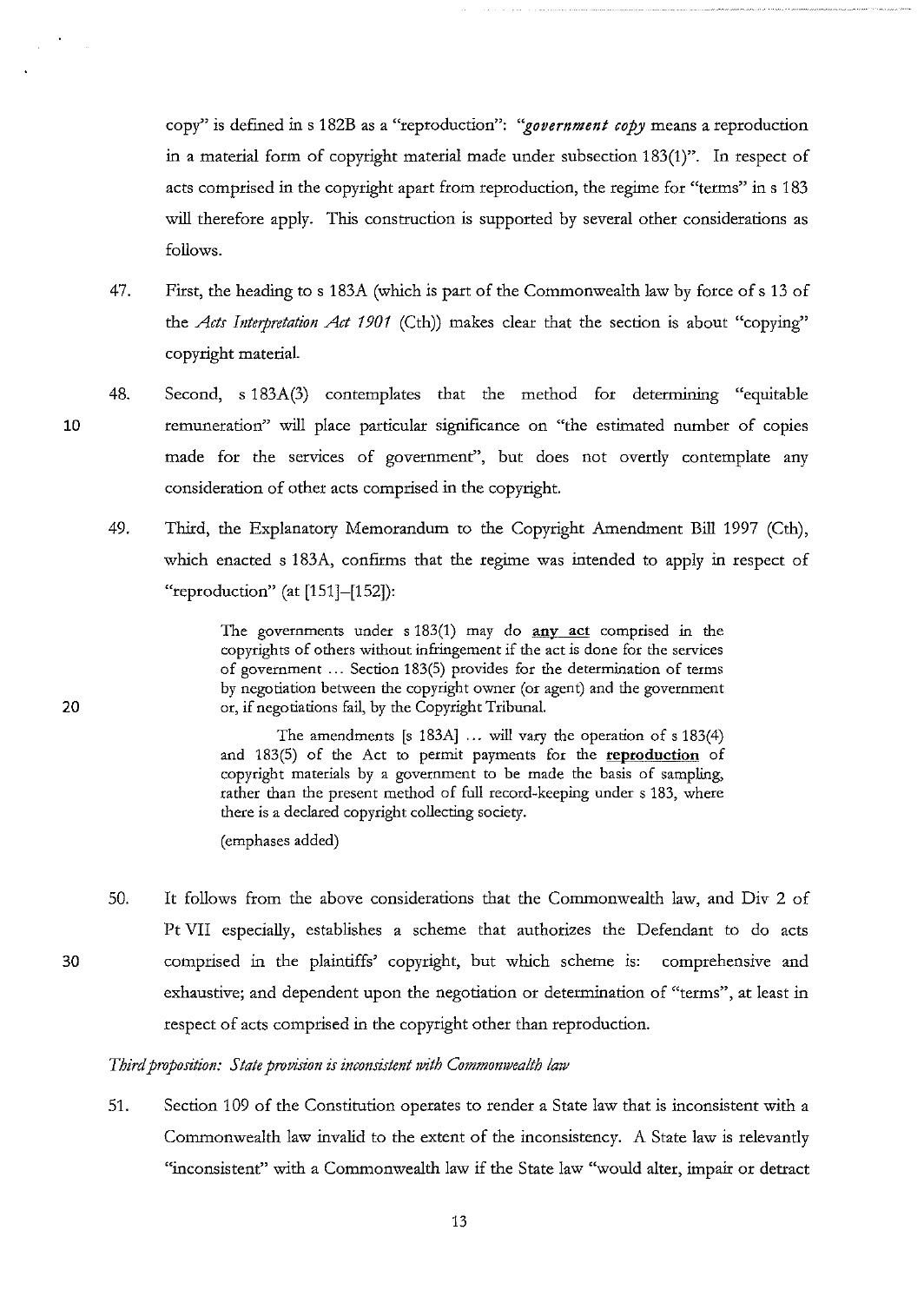copy" is defined in s 182B as a "reproduction": "***government copy*** means a reproduction in a material form of copyright material made under subsection 183(1)". In respect of acts comprised in the copyright apart from reproduction, the regime for "terms" in s 183 will therefore apply. This construction is supported by several other considerations as follows.

47. First, the heading to s 183A (which is part of the Commonwealth law by force of s 13 of the *Acts Interpretation Act 1901* (Cth)) makes clear that the section is about "copying" copyright material.

48. Second, s 183A(3) contemplates that the method for determining "equitable remuneration" will place particular significance on "the estimated number of copies made for the services of government", but does not overtly contemplate any consideration of other acts comprised in the copyright.

49. Third, the Explanatory Memorandum to the Copyright Amendment Bill 1997 (Cth), which enacted s 183A, confirms that the regime was intended to apply in respect of "reproduction" (at [151]–[152]):

> The governments under s 183(1) may do **<u>any act</u>** comprised in the copyrights of others without infringement if the act is done for the services of government ... Section 183(5) provides for the determination of terms by negotiation between the copyright owner (or agent) and the government or, if negotiations fail, by the Copyright Tribunal.
>
> The amendments [s 183A] ... will vary the operation of s 183(4) and 183(5) of the Act to permit payments for the **<u>reproduction</u>** of copyright materials by a government to be made the basis of sampling, rather than the present method of full record-keeping under s 183, where there is a declared copyright collecting society.
>
> (emphases added)

50. It follows from the above considerations that the Commonwealth law, and Div 2 of Pt VII especially, establishes a scheme that authorizes the Defendant to do acts comprised in the plaintiffs' copyright, but which scheme is: comprehensive and exhaustive; and dependent upon the negotiation or determination of "terms", at least in respect of acts comprised in the copyright other than reproduction.

*Third proposition: State provision is inconsistent with Commonwealth law*

51. Section 109 of the Constitution operates to render a State law that is inconsistent with a Commonwealth law invalid to the extent of the inconsistency. A State law is relevantly "inconsistent" with a Commonwealth law if the State law "would alter, impair or detract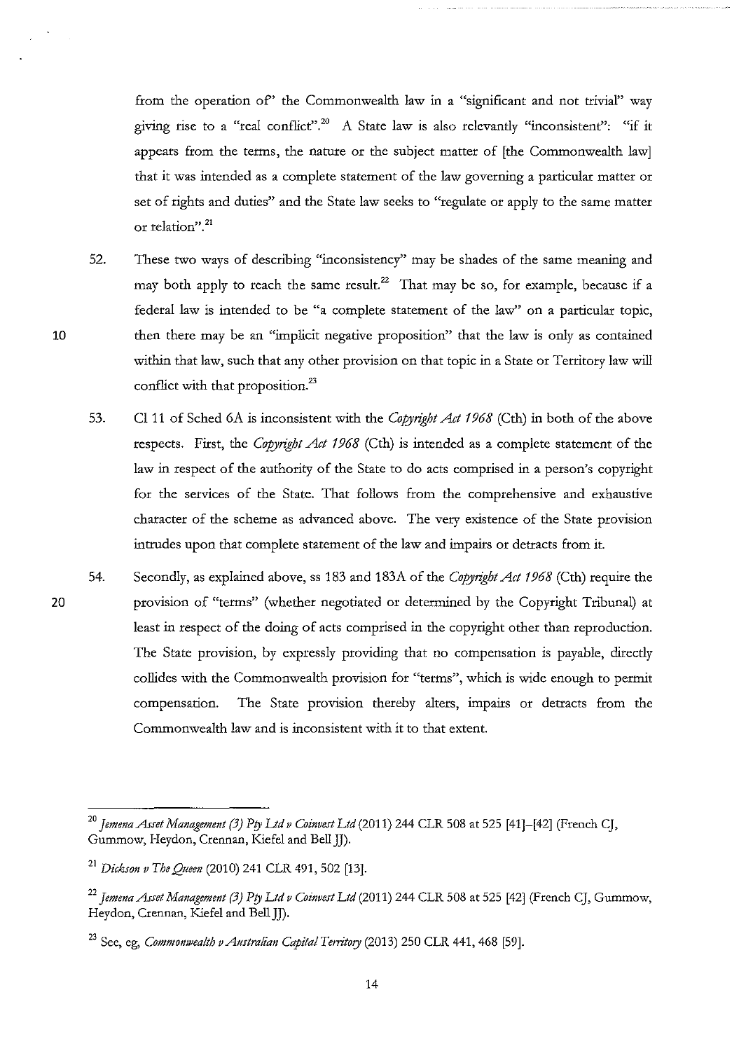from the operation of" the Commonwealth law in a "significant and not trivial" way giving rise to a "real conflict".[20] A State law is also relevantly "inconsistent": "if it appears from the terms, the nature or the subject matter of [the Commonwealth law] that it was intended as a complete statement of the law governing a particular matter or set of rights and duties" and the State law seeks to "regulate or apply to the same matter or relation".[21]

52. These two ways of describing "inconsistency" may be shades of the same meaning and may both apply to reach the same result.[22] That may be so, for example, because if a federal law is intended to be "a complete statement of the law" on a particular topic, then there may be an "implicit negative proposition" that the law is only as contained within that law, such that any other provision on that topic in a State or Territory law will conflict with that proposition.[23]

53. Cl 11 of Sched 6A is inconsistent with the *Copyright Act 1968* (Cth) in both of the above respects. First, the *Copyright Act 1968* (Cth) is intended as a complete statement of the law in respect of the authority of the State to do acts comprised in a person's copyright for the services of the State. That follows from the comprehensive and exhaustive character of the scheme as advanced above. The very existence of the State provision intrudes upon that complete statement of the law and impairs or detracts from it.

54. Secondly, as explained above, ss 183 and 183A of the *Copyright Act 1968* (Cth) require the provision of "terms" (whether negotiated or determined by the Copyright Tribunal) at least in respect of the doing of acts comprised in the copyright other than reproduction. The State provision, by expressly providing that no compensation is payable, directly collides with the Commonwealth provision for "terms", which is wide enough to permit compensation. The State provision thereby alters, impairs or detracts from the Commonwealth law and is inconsistent with it to that extent.

---

[20] *Jemena Asset Management (3) Pty Ltd v Coinvest Ltd* (2011) 244 CLR 508 at 525 [41]–[42] (French CJ, Gummow, Heydon, Crennan, Kiefel and Bell JJ).

[21] *Dickson v The Queen* (2010) 241 CLR 491, 502 [13].

[22] *Jemena Asset Management (3) Pty Ltd v Coinvest Ltd* (2011) 244 CLR 508 at 525 [42] (French CJ, Gummow, Heydon, Crennan, Kiefel and Bell JJ).

[23] See, eg, *Commonwealth v Australian Capital Territory* (2013) 250 CLR 441, 468 [59].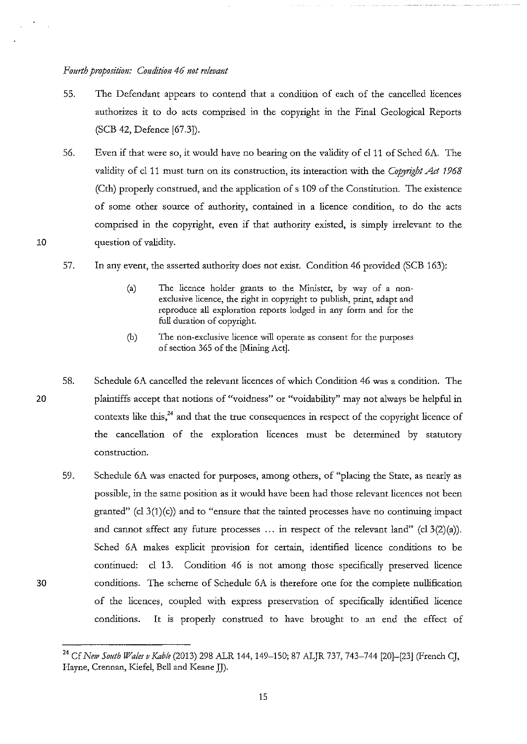*Fourth proposition: Condition 46 not relevant*

55. The Defendant appears to contend that a condition of each of the cancelled licences authorizes it to do acts comprised in the copyright in the Final Geological Reports (SCB 42, Defence [67.3]).

56. Even if that were so, it would have no bearing on the validity of cl 11 of Sched 6A. The validity of cl 11 must turn on its construction, its interaction with the *Copyright Act 1968* (Cth) properly construed, and the application of s 109 of the Constitution. The existence of some other source of authority, contained in a licence condition, to do the acts comprised in the copyright, even if that authority existed, is simply irrelevant to the question of validity.

57. In any event, the asserted authority does not exist. Condition 46 provided (SCB 163):

> (a) The licence holder grants to the Minister, by way of a non-exclusive licence, the right in copyright to publish, print, adapt and reproduce all exploration reports lodged in any form and for the full duration of copyright.
>
> (b) The non-exclusive licence will operate as consent for the purposes of section 365 of the [Mining Act].

58. Schedule 6A cancelled the relevant licences of which Condition 46 was a condition. The plaintiffs accept that notions of "voidness" or "voidability" may not always be helpful in contexts like this,[24] and that the true consequences in respect of the copyright licence of the cancellation of the exploration licences must be determined by statutory construction.

59. Schedule 6A was enacted for purposes, among others, of "placing the State, as nearly as possible, in the same position as it would have been had those relevant licences not been granted" (cl 3(1)(c)) and to "ensure that the tainted processes have no continuing impact and cannot affect any future processes ... in respect of the relevant land" (cl 3(2)(a)). Sched 6A makes explicit provision for certain, identified licence conditions to be continued: cl 13. Condition 46 is not among those specifically preserved licence conditions. The scheme of Schedule 6A is therefore one for the complete nullification of the licences, coupled with express preservation of specifically identified licence conditions. It is properly construed to have brought to an end the effect of

---

[24] Cf *New South Wales v Kable* (2013) 298 ALR 144, 149–150; 87 ALJR 737, 743–744 [20]–[23] (French CJ, Hayne, Crennan, Kiefel, Bell and Keane JJ).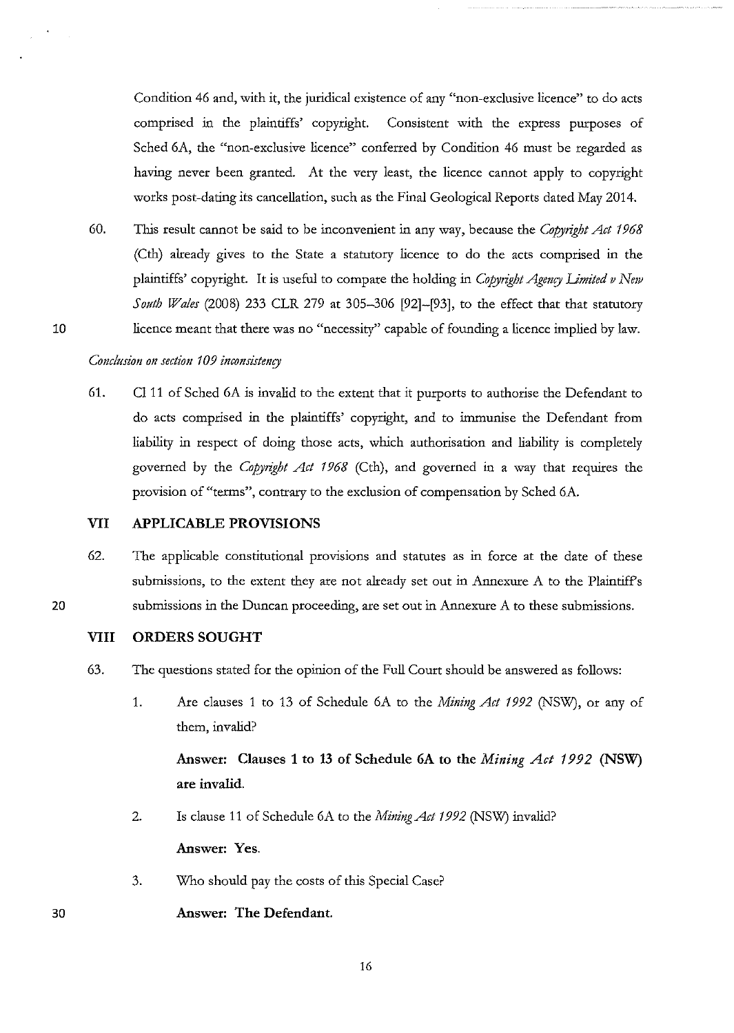Condition 46 and, with it, the juridical existence of any "non-exclusive licence" to do acts comprised in the plaintiffs' copyright. Consistent with the express purposes of Sched 6A, the "non-exclusive licence" conferred by Condition 46 must be regarded as having never been granted. At the very least, the licence cannot apply to copyright works post-dating its cancellation, such as the Final Geological Reports dated May 2014.

60. This result cannot be said to be inconvenient in any way, because the *Copyright Act 1968* (Cth) already gives to the State a statutory licence to do the acts comprised in the plaintiffs' copyright. It is useful to compare the holding in *Copyright Agency Limited v New South Wales* (2008) 233 CLR 279 at 305–306 [92]–[93], to the effect that that statutory licence meant that there was no "necessity" capable of founding a licence implied by law.

*Conclusion on section 109 inconsistency*

61. Cl 11 of Sched 6A is invalid to the extent that it purports to authorise the Defendant to do acts comprised in the plaintiffs' copyright, and to immunise the Defendant from liability in respect of doing those acts, which authorisation and liability is completely governed by the *Copyright Act 1968* (Cth), and governed in a way that requires the provision of "terms", contrary to the exclusion of compensation by Sched 6A.

## VII APPLICABLE PROVISIONS

62. The applicable constitutional provisions and statutes as in force at the date of these submissions, to the extent they are not already set out in Annexure A to the Plaintiff's submissions in the Duncan proceeding, are set out in Annexure A to these submissions.

## VIII ORDERS SOUGHT

63. The questions stated for the opinion of the Full Court should be answered as follows:

1. Are clauses 1 to 13 of Schedule 6A to the *Mining Act 1992* (NSW), or any of them, invalid?

   **Answer: Clauses 1 to 13 of Schedule 6A to the *Mining Act 1992* (NSW) are invalid.**

2. Is clause 11 of Schedule 6A to the *Mining Act 1992* (NSW) invalid?

   **Answer: Yes.**

3. Who should pay the costs of this Special Case?

   **Answer: The Defendant.**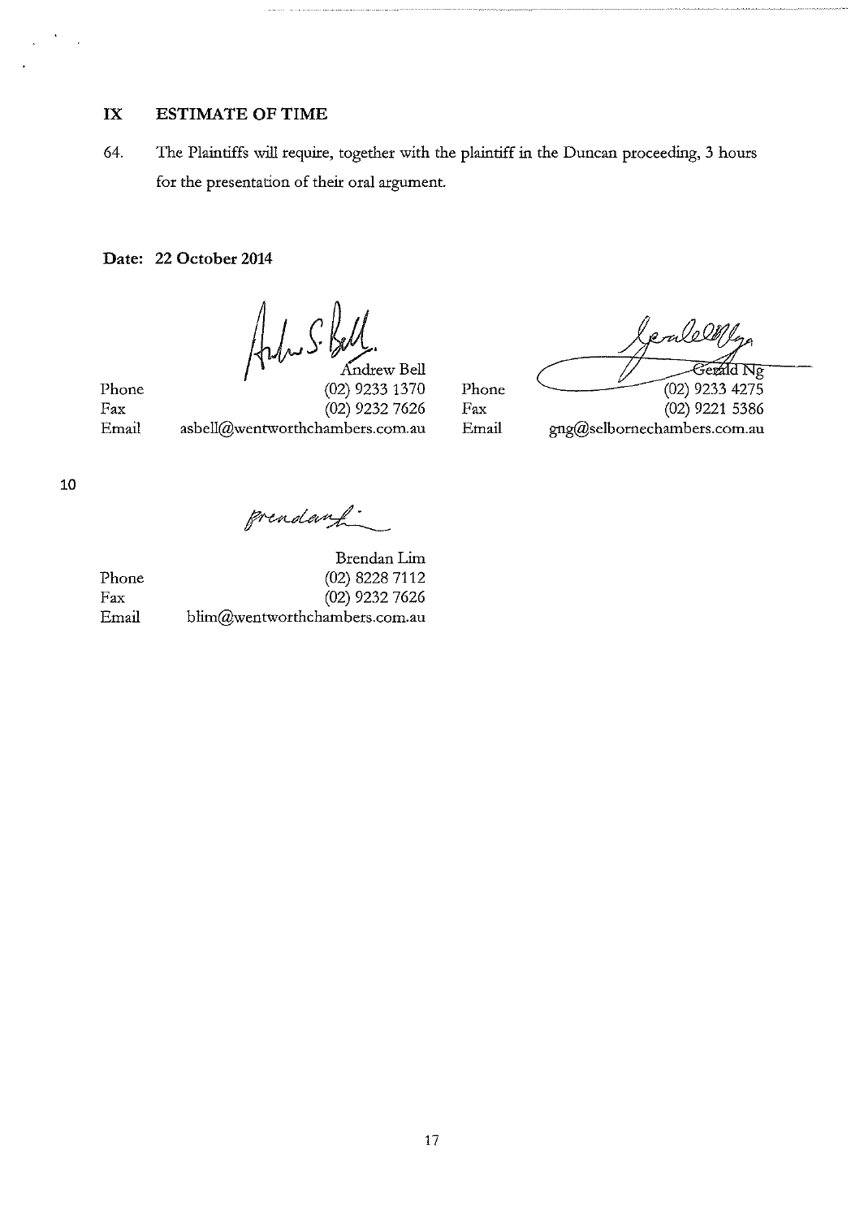## IX ESTIMATE OF TIME

64. The Plaintiffs will require, together with the plaintiff in the Duncan proceeding, 3 hours for the presentation of their oral argument.

**Date: 22 October 2014**

Andrew Bell
Phone (02) 9233 1370
Fax (02) 9232 7626
Email asbell@wentworthchambers.com.au

Gerald Ng
Phone (02) 9233 4275
Fax (02) 9221 5386
Email gng@selbornechambers.com.au

Brendan Lim
Phone (02) 8228 7112
Fax (02) 9232 7626
Email blim@wentworthchambers.com.au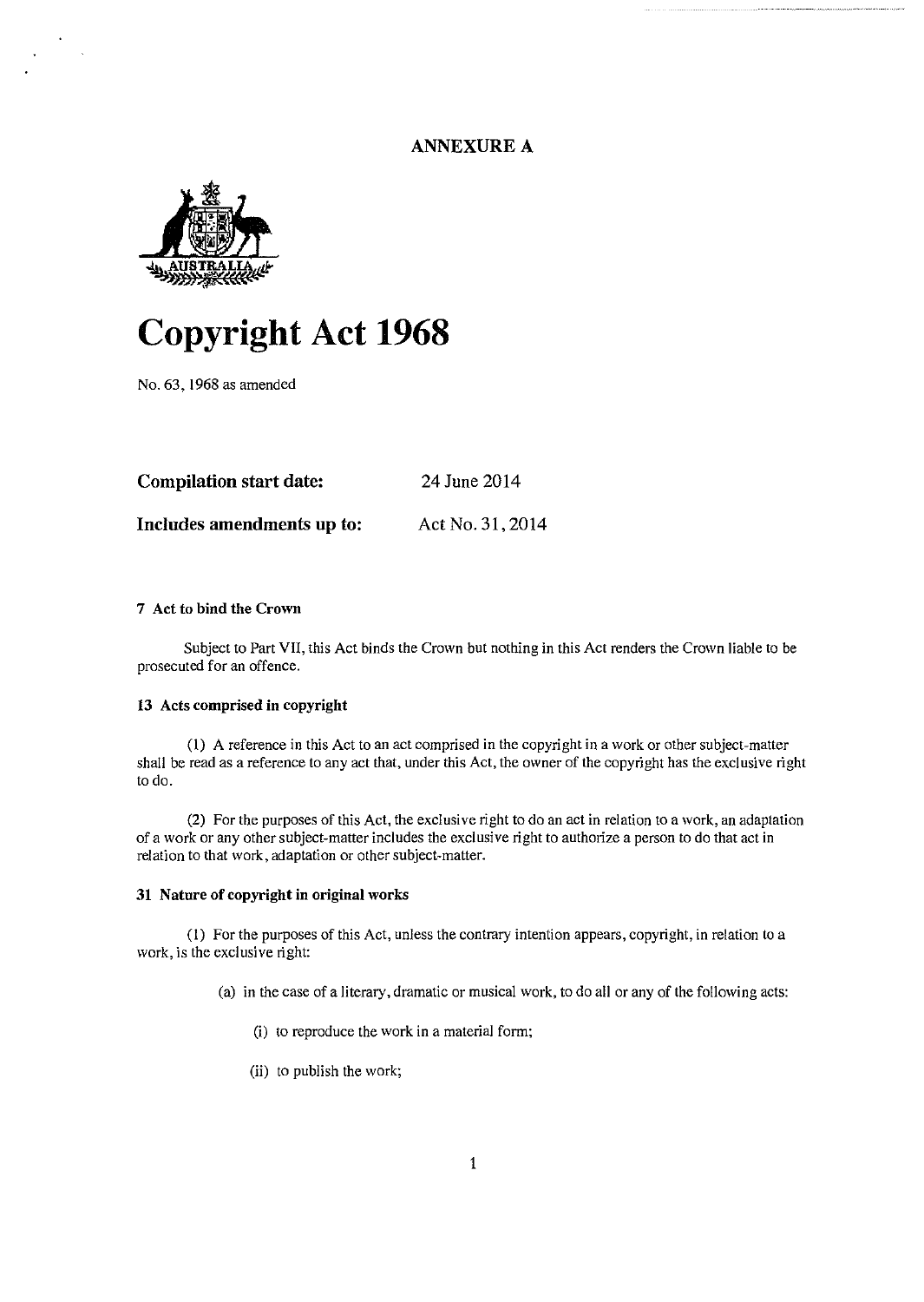**ANNEXURE A**

# Copyright Act 1968

No. 63, 1968 as amended

**Compilation start date:** 24 June 2014

**Includes amendments up to:** Act No. 31, 2014

**7 Act to bind the Crown**

Subject to Part VII, this Act binds the Crown but nothing in this Act renders the Crown liable to be prosecuted for an offence.

**13 Acts comprised in copyright**

(1) A reference in this Act to an act comprised in the copyright in a work or other subject-matter shall be read as a reference to any act that, under this Act, the owner of the copyright has the exclusive right to do.

(2) For the purposes of this Act, the exclusive right to do an act in relation to a work, an adaptation of a work or any other subject-matter includes the exclusive right to authorize a person to do that act in relation to that work, adaptation or other subject-matter.

**31 Nature of copyright in original works**

(1) For the purposes of this Act, unless the contrary intention appears, copyright, in relation to a work, is the exclusive right:

(a) in the case of a literary, dramatic or musical work, to do all or any of the following acts:

(i) to reproduce the work in a material form;

(ii) to publish the work;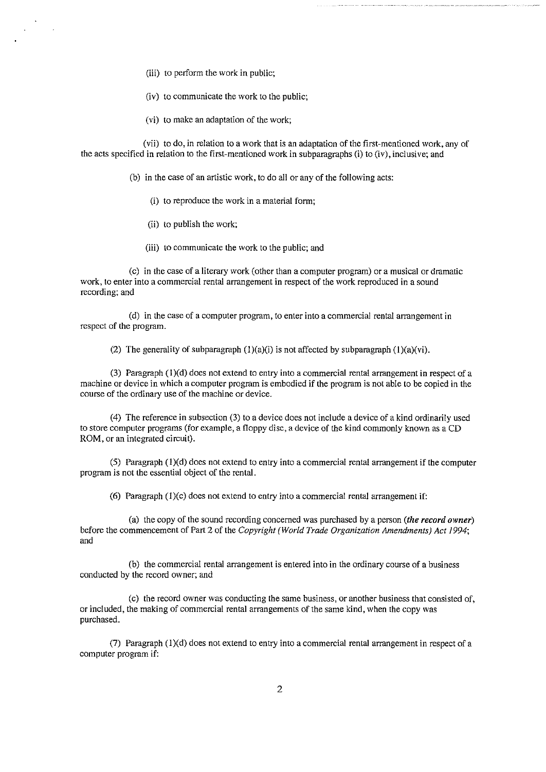(iii) to perform the work in public;

(iv) to communicate the work to the public;

(vi) to make an adaptation of the work;

(vii) to do, in relation to a work that is an adaptation of the first-mentioned work, any of the acts specified in relation to the first-mentioned work in subparagraphs (i) to (iv), inclusive; and

(b) in the case of an artistic work, to do all or any of the following acts:

(i) to reproduce the work in a material form;

(ii) to publish the work;

(iii) to communicate the work to the public; and

(c) in the case of a literary work (other than a computer program) or a musical or dramatic work, to enter into a commercial rental arrangement in respect of the work reproduced in a sound recording; and

(d) in the case of a computer program, to enter into a commercial rental arrangement in respect of the program.

(2) The generality of subparagraph (1)(a)(i) is not affected by subparagraph (1)(a)(vi).

(3) Paragraph (1)(d) does not extend to entry into a commercial rental arrangement in respect of a machine or device in which a computer program is embodied if the program is not able to be copied in the course of the ordinary use of the machine or device.

(4) The reference in subsection (3) to a device does not include a device of a kind ordinarily used to store computer programs (for example, a floppy disc, a device of the kind commonly known as a CD ROM, or an integrated circuit).

(5) Paragraph (1)(d) does not extend to entry into a commercial rental arrangement if the computer program is not the essential object of the rental.

(6) Paragraph (1)(c) does not extend to entry into a commercial rental arrangement if:

(a) the copy of the sound recording concerned was purchased by a person ***(the record owner)*** before the commencement of Part 2 of the *Copyright (World Trade Organization Amendments) Act 1994*; and

(b) the commercial rental arrangement is entered into in the ordinary course of a business conducted by the record owner; and

(c) the record owner was conducting the same business, or another business that consisted of, or included, the making of commercial rental arrangements of the same kind, when the copy was purchased.

(7) Paragraph (1)(d) does not extend to entry into a commercial rental arrangement in respect of a computer program if: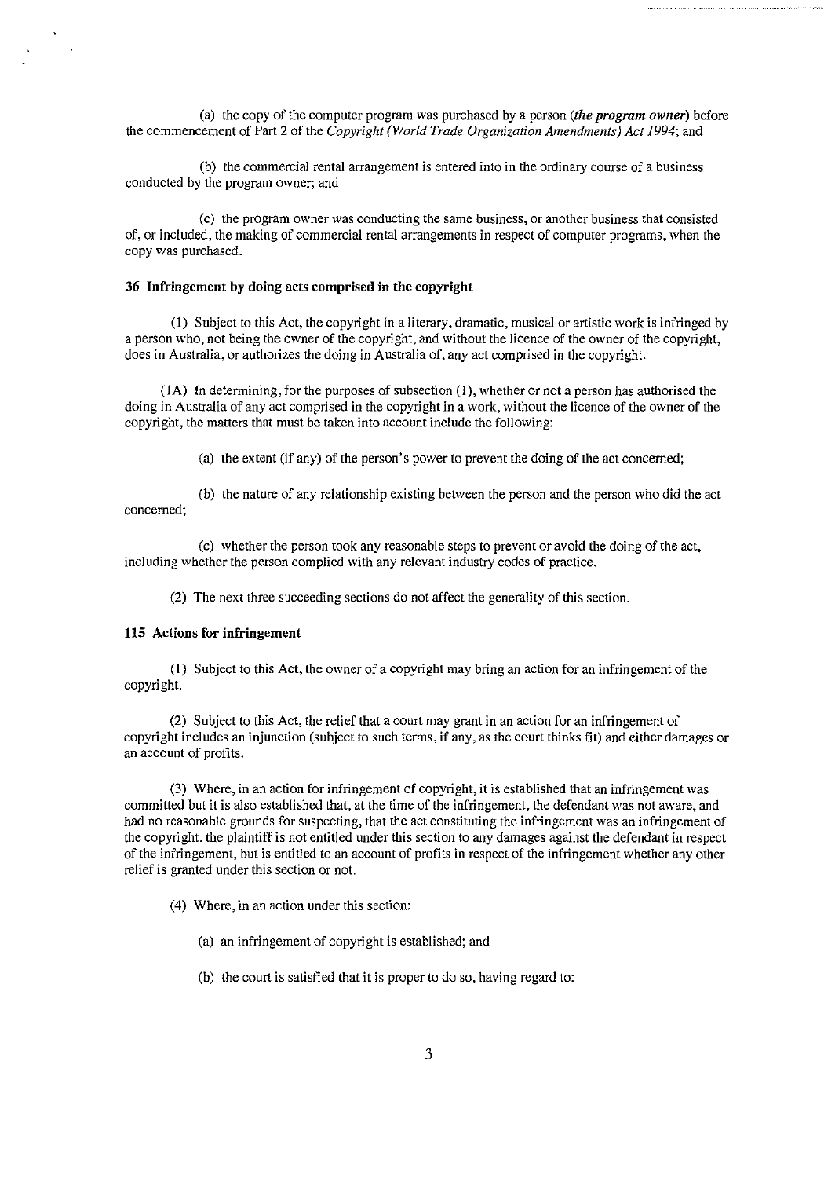(a) the copy of the computer program was purchased by a person (***the program owner***) before the commencement of Part 2 of the *Copyright (World Trade Organization Amendments) Act 1994*; and

(b) the commercial rental arrangement is entered into in the ordinary course of a business conducted by the program owner; and

(c) the program owner was conducting the same business, or another business that consisted of, or included, the making of commercial rental arrangements in respect of computer programs, when the copy was purchased.

**36 Infringement by doing acts comprised in the copyright**

(1) Subject to this Act, the copyright in a literary, dramatic, musical or artistic work is infringed by a person who, not being the owner of the copyright, and without the licence of the owner of the copyright, does in Australia, or authorizes the doing in Australia of, any act comprised in the copyright.

(1A) In determining, for the purposes of subsection (1), whether or not a person has authorised the doing in Australia of any act comprised in the copyright in a work, without the licence of the owner of the copyright, the matters that must be taken into account include the following:

(a) the extent (if any) of the person's power to prevent the doing of the act concerned;

(b) the nature of any relationship existing between the person and the person who did the act concerned;

(c) whether the person took any reasonable steps to prevent or avoid the doing of the act, including whether the person complied with any relevant industry codes of practice.

(2) The next three succeeding sections do not affect the generality of this section.

**115 Actions for infringement**

(1) Subject to this Act, the owner of a copyright may bring an action for an infringement of the copyright.

(2) Subject to this Act, the relief that a court may grant in an action for an infringement of copyright includes an injunction (subject to such terms, if any, as the court thinks fit) and either damages or an account of profits.

(3) Where, in an action for infringement of copyright, it is established that an infringement was committed but it is also established that, at the time of the infringement, the defendant was not aware, and had no reasonable grounds for suspecting, that the act constituting the infringement was an infringement of the copyright, the plaintiff is not entitled under this section to any damages against the defendant in respect of the infringement, but is entitled to an account of profits in respect of the infringement whether any other relief is granted under this section or not.

(4) Where, in an action under this section:

(a) an infringement of copyright is established; and

(b) the court is satisfied that it is proper to do so, having regard to: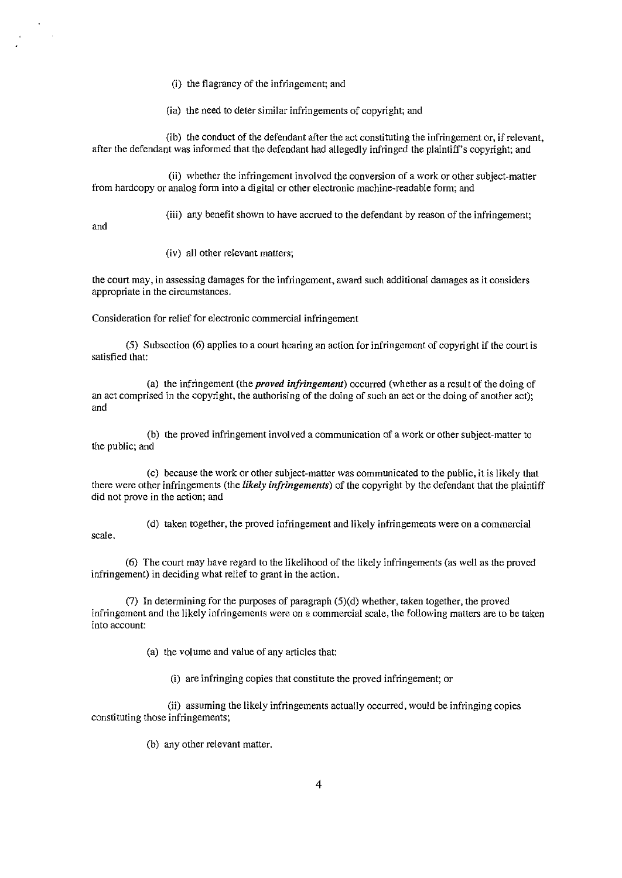(i) the flagrancy of the infringement; and

(ia) the need to deter similar infringements of copyright; and

(ib) the conduct of the defendant after the act constituting the infringement or, if relevant, after the defendant was informed that the defendant had allegedly infringed the plaintiff's copyright; and

(ii) whether the infringement involved the conversion of a work or other subject-matter from hardcopy or analog form into a digital or other electronic machine-readable form; and

(iii) any benefit shown to have accrued to the defendant by reason of the infringement; and

(iv) all other relevant matters;

the court may, in assessing damages for the infringement, award such additional damages as it considers appropriate in the circumstances.

Consideration for relief for electronic commercial infringement

(5) Subsection (6) applies to a court hearing an action for infringement of copyright if the court is satisfied that:

(a) the infringement (the ***proved infringement***) occurred (whether as a result of the doing of an act comprised in the copyright, the authorising of the doing of such an act or the doing of another act); and

(b) the proved infringement involved a communication of a work or other subject-matter to the public; and

(c) because the work or other subject-matter was communicated to the public, it is likely that there were other infringements (the ***likely infringements***) of the copyright by the defendant that the plaintiff did not prove in the action; and

(d) taken together, the proved infringement and likely infringements were on a commercial scale.

(6) The court may have regard to the likelihood of the likely infringements (as well as the proved infringement) in deciding what relief to grant in the action.

(7) In determining for the purposes of paragraph (5)(d) whether, taken together, the proved infringement and the likely infringements were on a commercial scale, the following matters are to be taken into account:

(a) the volume and value of any articles that:

(i) are infringing copies that constitute the proved infringement; or

(ii) assuming the likely infringements actually occurred, would be infringing copies constituting those infringements;

(b) any other relevant matter.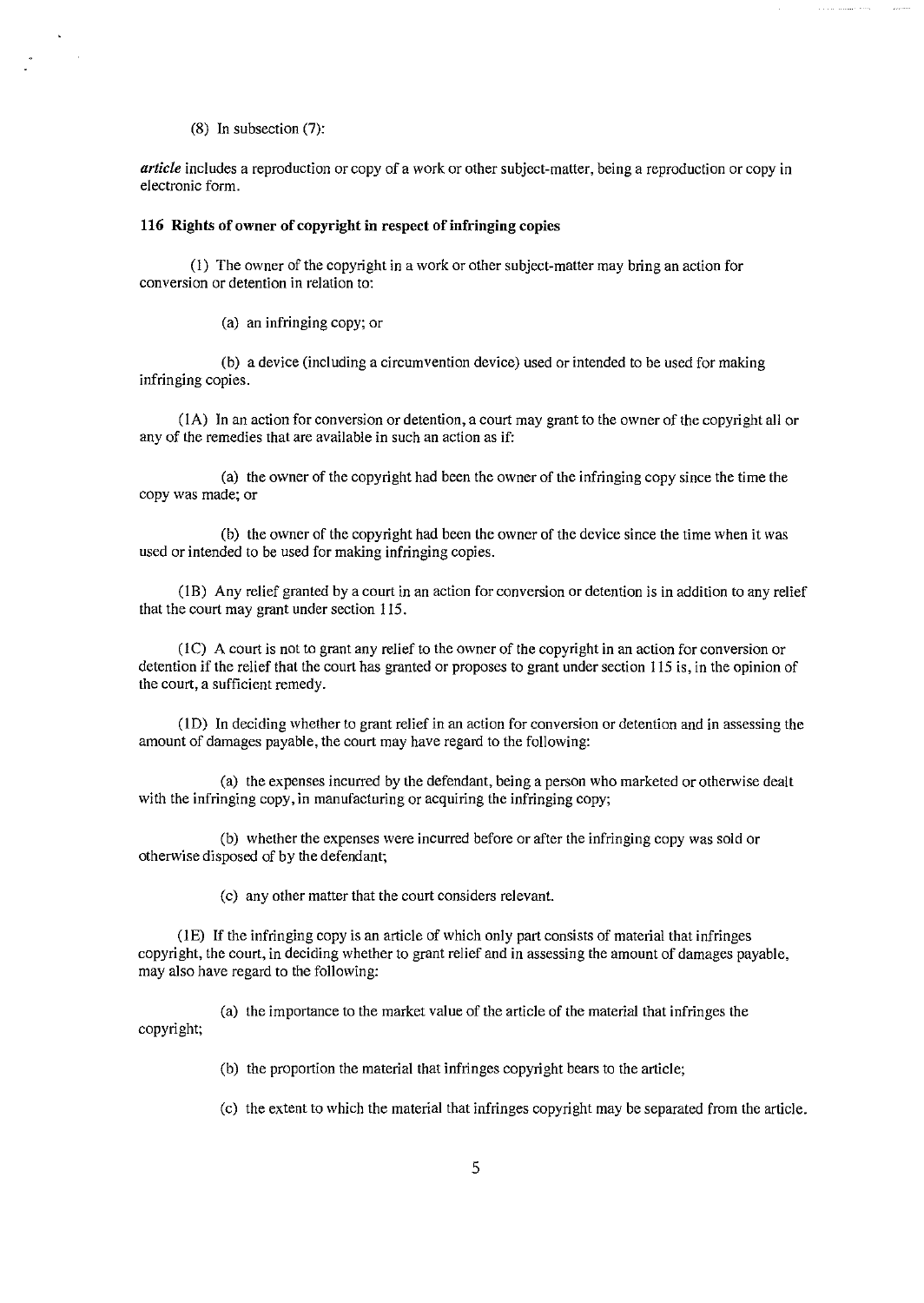(8) In subsection (7):

***article*** includes a reproduction or copy of a work or other subject-matter, being a reproduction or copy in electronic form.

**116 Rights of owner of copyright in respect of infringing copies**

(1) The owner of the copyright in a work or other subject-matter may bring an action for conversion or detention in relation to:

(a) an infringing copy; or

(b) a device (including a circumvention device) used or intended to be used for making infringing copies.

(1A) In an action for conversion or detention, a court may grant to the owner of the copyright all or any of the remedies that are available in such an action as if:

(a) the owner of the copyright had been the owner of the infringing copy since the time the copy was made; or

(b) the owner of the copyright had been the owner of the device since the time when it was used or intended to be used for making infringing copies.

(1B) Any relief granted by a court in an action for conversion or detention is in addition to any relief that the court may grant under section 115.

(1C) A court is not to grant any relief to the owner of the copyright in an action for conversion or detention if the relief that the court has granted or proposes to grant under section 115 is, in the opinion of the court, a sufficient remedy.

(1D) In deciding whether to grant relief in an action for conversion or detention and in assessing the amount of damages payable, the court may have regard to the following:

(a) the expenses incurred by the defendant, being a person who marketed or otherwise dealt with the infringing copy, in manufacturing or acquiring the infringing copy;

(b) whether the expenses were incurred before or after the infringing copy was sold or otherwise disposed of by the defendant;

(c) any other matter that the court considers relevant.

(1E) If the infringing copy is an article of which only part consists of material that infringes copyright, the court, in deciding whether to grant relief and in assessing the amount of damages payable, may also have regard to the following:

(a) the importance to the market value of the article of the material that infringes the copyright;

(b) the proportion the material that infringes copyright bears to the article;

(c) the extent to which the material that infringes copyright may be separated from the article.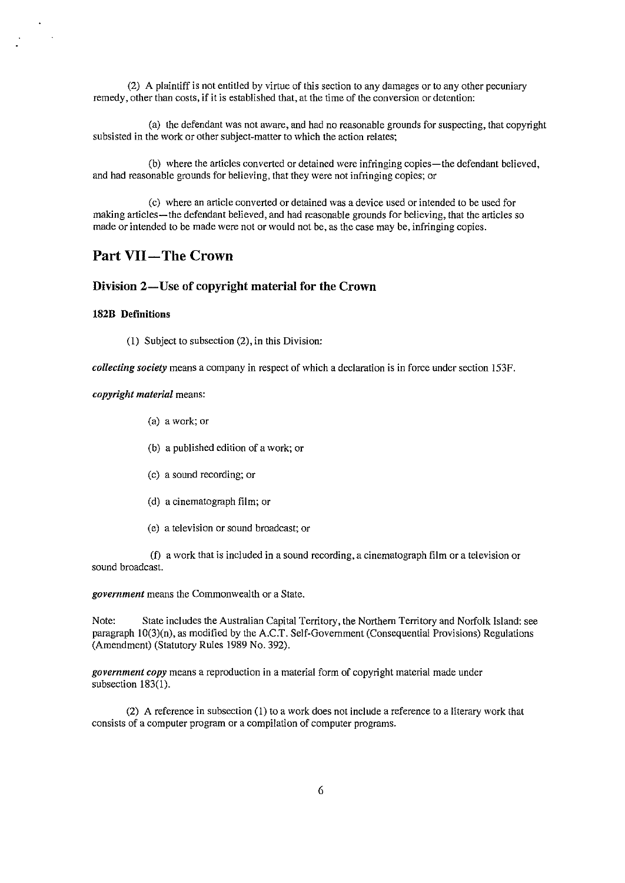(2) A plaintiff is not entitled by virtue of this section to any damages or to any other pecuniary remedy, other than costs, if it is established that, at the time of the conversion or detention:

(a) the defendant was not aware, and had no reasonable grounds for suspecting, that copyright subsisted in the work or other subject-matter to which the action relates;

(b) where the articles converted or detained were infringing copies—the defendant believed, and had reasonable grounds for believing, that they were not infringing copies; or

(c) where an article converted or detained was a device used or intended to be used for making articles—the defendant believed, and had reasonable grounds for believing, that the articles so made or intended to be made were not or would not be, as the case may be, infringing copies.

## Part VII—The Crown

### Division 2—Use of copyright material for the Crown

#### 182B Definitions

(1) Subject to subsection (2), in this Division:

***collecting society*** means a company in respect of which a declaration is in force under section 153F.

***copyright material*** means:

(a) a work; or

(b) a published edition of a work; or

(c) a sound recording; or

(d) a cinematograph film; or

(e) a television or sound broadcast; or

(f) a work that is included in a sound recording, a cinematograph film or a television or sound broadcast.

***government*** means the Commonwealth or a State.

Note: State includes the Australian Capital Territory, the Northern Territory and Norfolk Island: see paragraph 10(3)(n), as modified by the A.C.T. Self-Government (Consequential Provisions) Regulations (Amendment) (Statutory Rules 1989 No. 392).

***government copy*** means a reproduction in a material form of copyright material made under subsection 183(1).

(2) A reference in subsection (1) to a work does not include a reference to a literary work that consists of a computer program or a compilation of computer programs.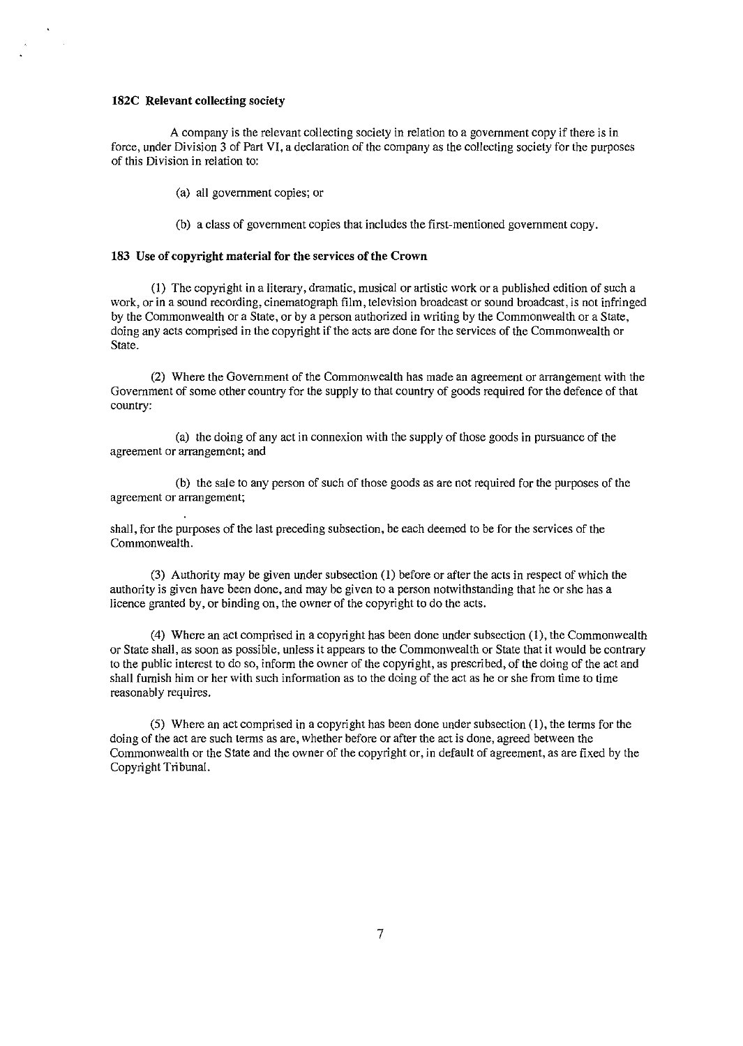### 182C Relevant collecting society

A company is the relevant collecting society in relation to a government copy if there is in force, under Division 3 of Part VI, a declaration of the company as the collecting society for the purposes of this Division in relation to:

(a) all government copies; or

(b) a class of government copies that includes the first-mentioned government copy.

### 183 Use of copyright material for the services of the Crown

(1) The copyright in a literary, dramatic, musical or artistic work or a published edition of such a work, or in a sound recording, cinematograph film, television broadcast or sound broadcast, is not infringed by the Commonwealth or a State, or by a person authorized in writing by the Commonwealth or a State, doing any acts comprised in the copyright if the acts are done for the services of the Commonwealth or State.

(2) Where the Government of the Commonwealth has made an agreement or arrangement with the Government of some other country for the supply to that country of goods required for the defence of that country:

(a) the doing of any act in connexion with the supply of those goods in pursuance of the agreement or arrangement; and

(b) the sale to any person of such of those goods as are not required for the purposes of the agreement or arrangement;

shall, for the purposes of the last preceding subsection, be each deemed to be for the services of the Commonwealth.

(3) Authority may be given under subsection (1) before or after the acts in respect of which the authority is given have been done, and may be given to a person notwithstanding that he or she has a licence granted by, or binding on, the owner of the copyright to do the acts.

(4) Where an act comprised in a copyright has been done under subsection (1), the Commonwealth or State shall, as soon as possible, unless it appears to the Commonwealth or State that it would be contrary to the public interest to do so, inform the owner of the copyright, as prescribed, of the doing of the act and shall furnish him or her with such information as to the doing of the act as he or she from time to time reasonably requires.

(5) Where an act comprised in a copyright has been done under subsection (1), the terms for the doing of the act are such terms as are, whether before or after the act is done, agreed between the Commonwealth or the State and the owner of the copyright or, in default of agreement, as are fixed by the Copyright Tribunal.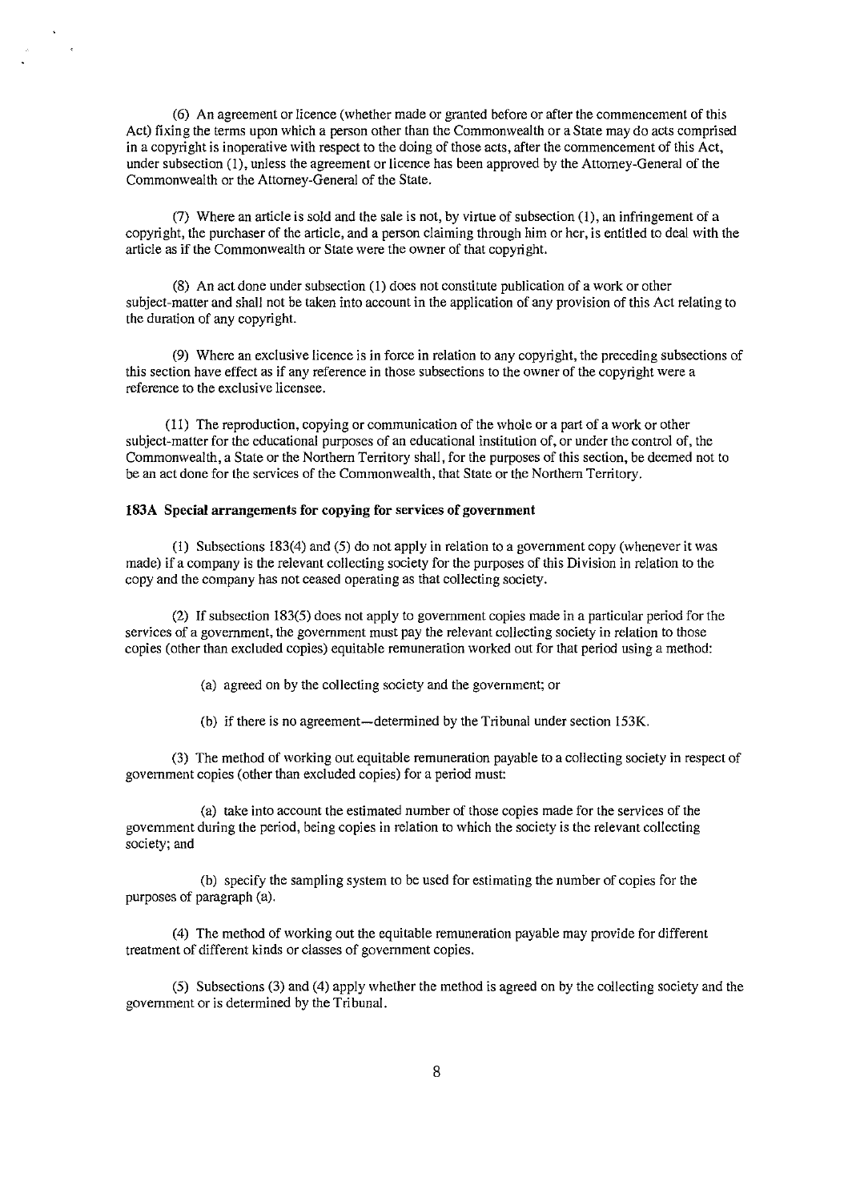(6) An agreement or licence (whether made or granted before or after the commencement of this Act) fixing the terms upon which a person other than the Commonwealth or a State may do acts comprised in a copyright is inoperative with respect to the doing of those acts, after the commencement of this Act, under subsection (1), unless the agreement or licence has been approved by the Attorney-General of the Commonwealth or the Attorney-General of the State.

(7) Where an article is sold and the sale is not, by virtue of subsection (1), an infringement of a copyright, the purchaser of the article, and a person claiming through him or her, is entitled to deal with the article as if the Commonwealth or State were the owner of that copyright.

(8) An act done under subsection (1) does not constitute publication of a work or other subject-matter and shall not be taken into account in the application of any provision of this Act relating to the duration of any copyright.

(9) Where an exclusive licence is in force in relation to any copyright, the preceding subsections of this section have effect as if any reference in those subsections to the owner of the copyright were a reference to the exclusive licensee.

(11) The reproduction, copying or communication of the whole or a part of a work or other subject-matter for the educational purposes of an educational institution of, or under the control of, the Commonwealth, a State or the Northern Territory shall, for the purposes of this section, be deemed not to be an act done for the services of the Commonwealth, that State or the Northern Territory.

**183A Special arrangements for copying for services of government**

(1) Subsections 183(4) and (5) do not apply in relation to a government copy (whenever it was made) if a company is the relevant collecting society for the purposes of this Division in relation to the copy and the company has not ceased operating as that collecting society.

(2) If subsection 183(5) does not apply to government copies made in a particular period for the services of a government, the government must pay the relevant collecting society in relation to those copies (other than excluded copies) equitable remuneration worked out for that period using a method:

(a) agreed on by the collecting society and the government; or

(b) if there is no agreement—determined by the Tribunal under section 153K.

(3) The method of working out equitable remuneration payable to a collecting society in respect of government copies (other than excluded copies) for a period must:

(a) take into account the estimated number of those copies made for the services of the government during the period, being copies in relation to which the society is the relevant collecting society; and

(b) specify the sampling system to be used for estimating the number of copies for the purposes of paragraph (a).

(4) The method of working out the equitable remuneration payable may provide for different treatment of different kinds or classes of government copies.

(5) Subsections (3) and (4) apply whether the method is agreed on by the collecting society and the government or is determined by the Tribunal.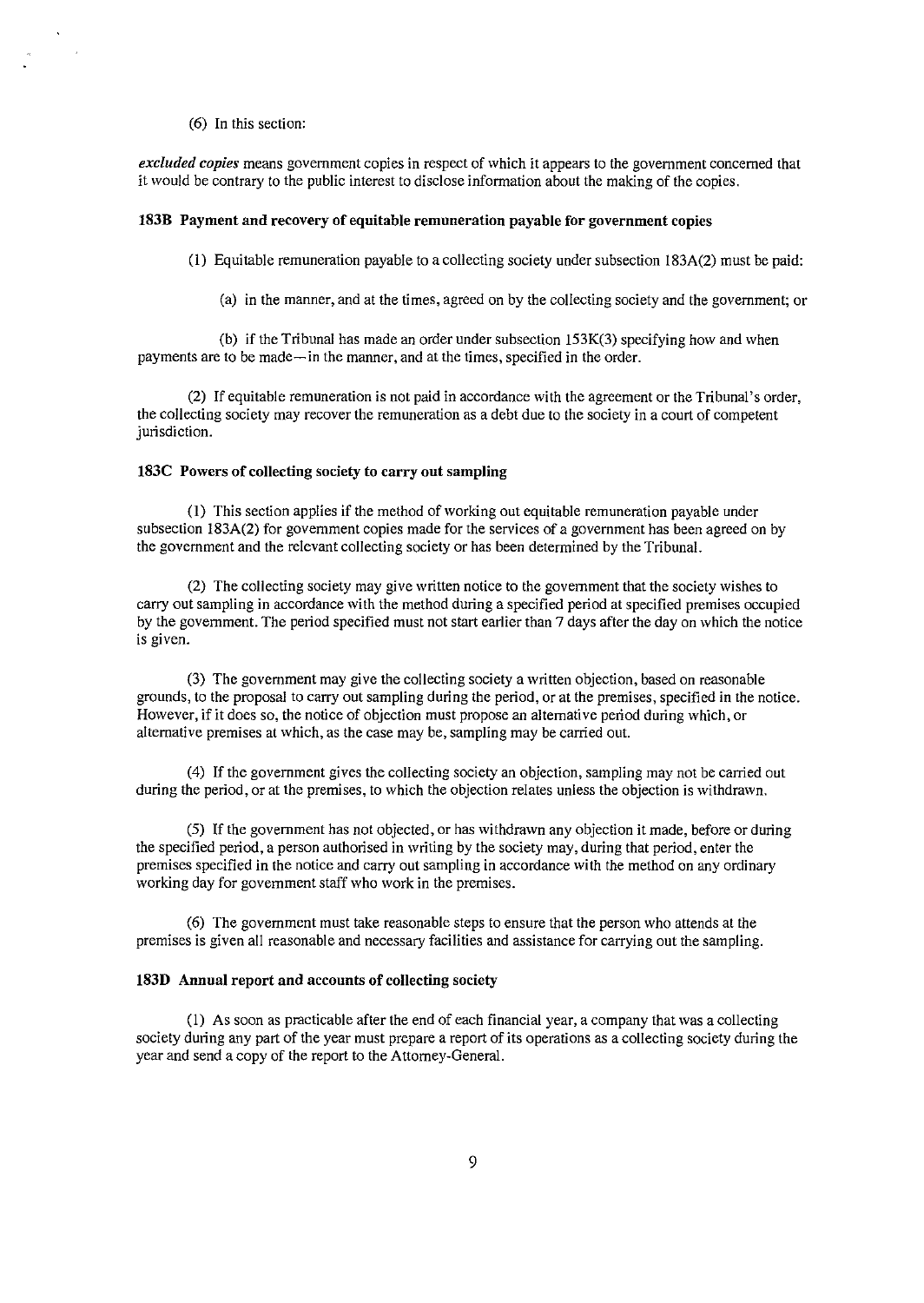(6) In this section:

***excluded copies*** means government copies in respect of which it appears to the government concerned that it would be contrary to the public interest to disclose information about the making of the copies.

### 183B Payment and recovery of equitable remuneration payable for government copies

(1) Equitable remuneration payable to a collecting society under subsection 183A(2) must be paid:

(a) in the manner, and at the times, agreed on by the collecting society and the government; or

(b) if the Tribunal has made an order under subsection 153K(3) specifying how and when payments are to be made—in the manner, and at the times, specified in the order.

(2) If equitable remuneration is not paid in accordance with the agreement or the Tribunal's order, the collecting society may recover the remuneration as a debt due to the society in a court of competent jurisdiction.

### 183C Powers of collecting society to carry out sampling

(1) This section applies if the method of working out equitable remuneration payable under subsection 183A(2) for government copies made for the services of a government has been agreed on by the government and the relevant collecting society or has been determined by the Tribunal.

(2) The collecting society may give written notice to the government that the society wishes to carry out sampling in accordance with the method during a specified period at specified premises occupied by the government. The period specified must not start earlier than 7 days after the day on which the notice is given.

(3) The government may give the collecting society a written objection, based on reasonable grounds, to the proposal to carry out sampling during the period, or at the premises, specified in the notice. However, if it does so, the notice of objection must propose an alternative period during which, or alternative premises at which, as the case may be, sampling may be carried out.

(4) If the government gives the collecting society an objection, sampling may not be carried out during the period, or at the premises, to which the objection relates unless the objection is withdrawn.

(5) If the government has not objected, or has withdrawn any objection it made, before or during the specified period, a person authorised in writing by the society may, during that period, enter the premises specified in the notice and carry out sampling in accordance with the method on any ordinary working day for government staff who work in the premises.

(6) The government must take reasonable steps to ensure that the person who attends at the premises is given all reasonable and necessary facilities and assistance for carrying out the sampling.

### 183D Annual report and accounts of collecting society

(1) As soon as practicable after the end of each financial year, a company that was a collecting society during any part of the year must prepare a report of its operations as a collecting society during the year and send a copy of the report to the Attorney-General.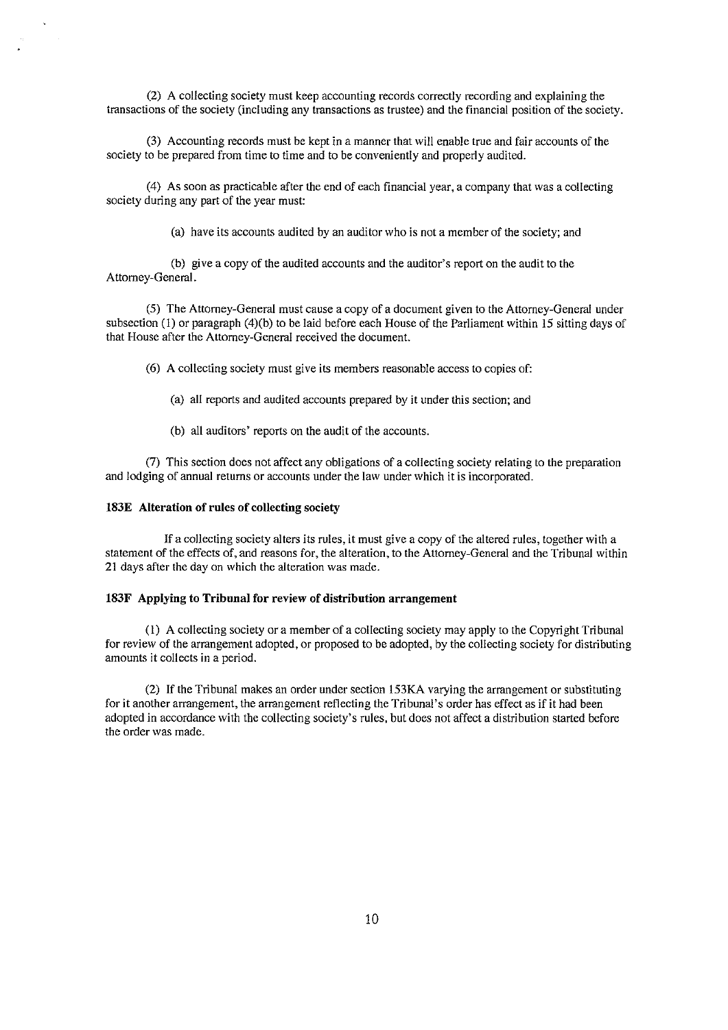(2) A collecting society must keep accounting records correctly recording and explaining the transactions of the society (including any transactions as trustee) and the financial position of the society.

(3) Accounting records must be kept in a manner that will enable true and fair accounts of the society to be prepared from time to time and to be conveniently and properly audited.

(4) As soon as practicable after the end of each financial year, a company that was a collecting society during any part of the year must:

(a) have its accounts audited by an auditor who is not a member of the society; and

(b) give a copy of the audited accounts and the auditor's report on the audit to the Attorney-General.

(5) The Attorney-General must cause a copy of a document given to the Attorney-General under subsection (1) or paragraph (4)(b) to be laid before each House of the Parliament within 15 sitting days of that House after the Attorney-General received the document.

(6) A collecting society must give its members reasonable access to copies of:

(a) all reports and audited accounts prepared by it under this section; and

(b) all auditors' reports on the audit of the accounts.

(7) This section does not affect any obligations of a collecting society relating to the preparation and lodging of annual returns or accounts under the law under which it is incorporated.

**183E Alteration of rules of collecting society**

If a collecting society alters its rules, it must give a copy of the altered rules, together with a statement of the effects of, and reasons for, the alteration, to the Attorney-General and the Tribunal within 21 days after the day on which the alteration was made.

**183F Applying to Tribunal for review of distribution arrangement**

(1) A collecting society or a member of a collecting society may apply to the Copyright Tribunal for review of the arrangement adopted, or proposed to be adopted, by the collecting society for distributing amounts it collects in a period.

(2) If the Tribunal makes an order under section 153KA varying the arrangement or substituting for it another arrangement, the arrangement reflecting the Tribunal's order has effect as if it had been adopted in accordance with the collecting society's rules, but does not affect a distribution started before the order was made.